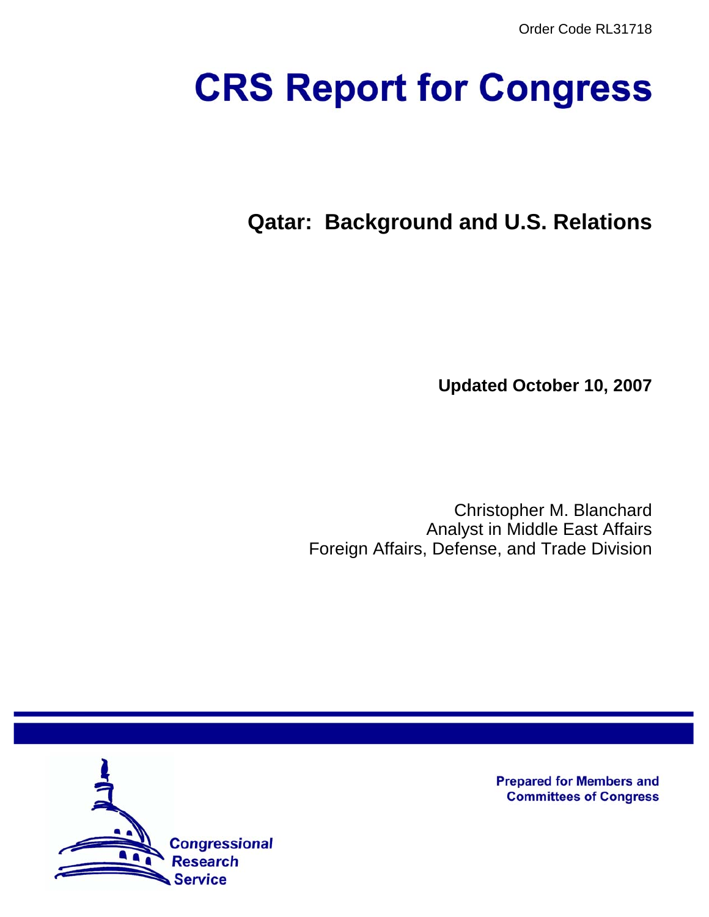Order Code RL31718

# CRS Report for Congress

## Qatar: Background and U.S. Relations

**Updated October 10, 2007**

Christopher M. Blanchard
Analyst in Middle East Affairs
Foreign Affairs, Defense, and Trade Division

**Prepared for Members and Committees of Congress**

Congressional Research Service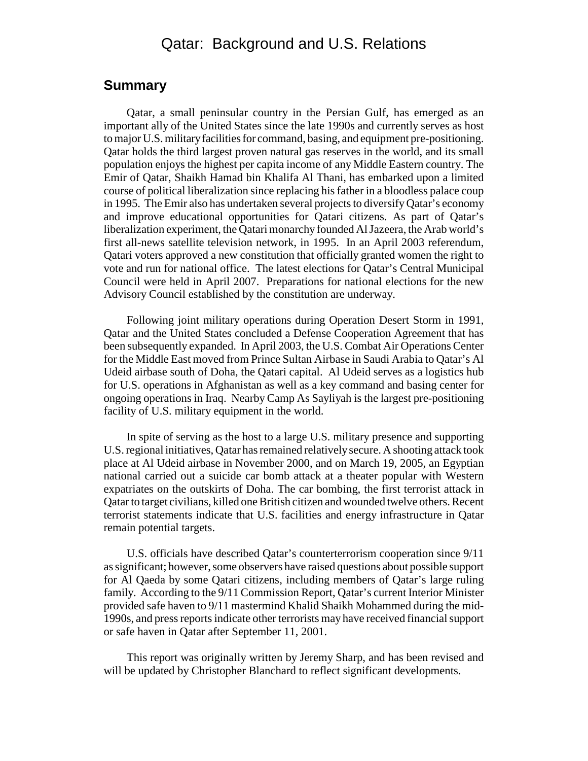# Qatar: Background and U.S. Relations

## Summary

Qatar, a small peninsular country in the Persian Gulf, has emerged as an important ally of the United States since the late 1990s and currently serves as host to major U.S. military facilities for command, basing, and equipment pre-positioning. Qatar holds the third largest proven natural gas reserves in the world, and its small population enjoys the highest per capita income of any Middle Eastern country. The Emir of Qatar, Shaikh Hamad bin Khalifa Al Thani, has embarked upon a limited course of political liberalization since replacing his father in a bloodless palace coup in 1995. The Emir also has undertaken several projects to diversify Qatar's economy and improve educational opportunities for Qatari citizens. As part of Qatar's liberalization experiment, the Qatari monarchy founded Al Jazeera, the Arab world's first all-news satellite television network, in 1995. In an April 2003 referendum, Qatari voters approved a new constitution that officially granted women the right to vote and run for national office. The latest elections for Qatar's Central Municipal Council were held in April 2007. Preparations for national elections for the new Advisory Council established by the constitution are underway.

Following joint military operations during Operation Desert Storm in 1991, Qatar and the United States concluded a Defense Cooperation Agreement that has been subsequently expanded. In April 2003, the U.S. Combat Air Operations Center for the Middle East moved from Prince Sultan Airbase in Saudi Arabia to Qatar's Al Udeid airbase south of Doha, the Qatari capital. Al Udeid serves as a logistics hub for U.S. operations in Afghanistan as well as a key command and basing center for ongoing operations in Iraq. Nearby Camp As Sayliyah is the largest pre-positioning facility of U.S. military equipment in the world.

In spite of serving as the host to a large U.S. military presence and supporting U.S. regional initiatives, Qatar has remained relatively secure. A shooting attack took place at Al Udeid airbase in November 2000, and on March 19, 2005, an Egyptian national carried out a suicide car bomb attack at a theater popular with Western expatriates on the outskirts of Doha. The car bombing, the first terrorist attack in Qatar to target civilians, killed one British citizen and wounded twelve others. Recent terrorist statements indicate that U.S. facilities and energy infrastructure in Qatar remain potential targets.

U.S. officials have described Qatar's counterterrorism cooperation since 9/11 as significant; however, some observers have raised questions about possible support for Al Qaeda by some Qatari citizens, including members of Qatar's large ruling family. According to the 9/11 Commission Report, Qatar's current Interior Minister provided safe haven to 9/11 mastermind Khalid Shaikh Mohammed during the mid-1990s, and press reports indicate other terrorists may have received financial support or safe haven in Qatar after September 11, 2001.

This report was originally written by Jeremy Sharp, and has been revised and will be updated by Christopher Blanchard to reflect significant developments.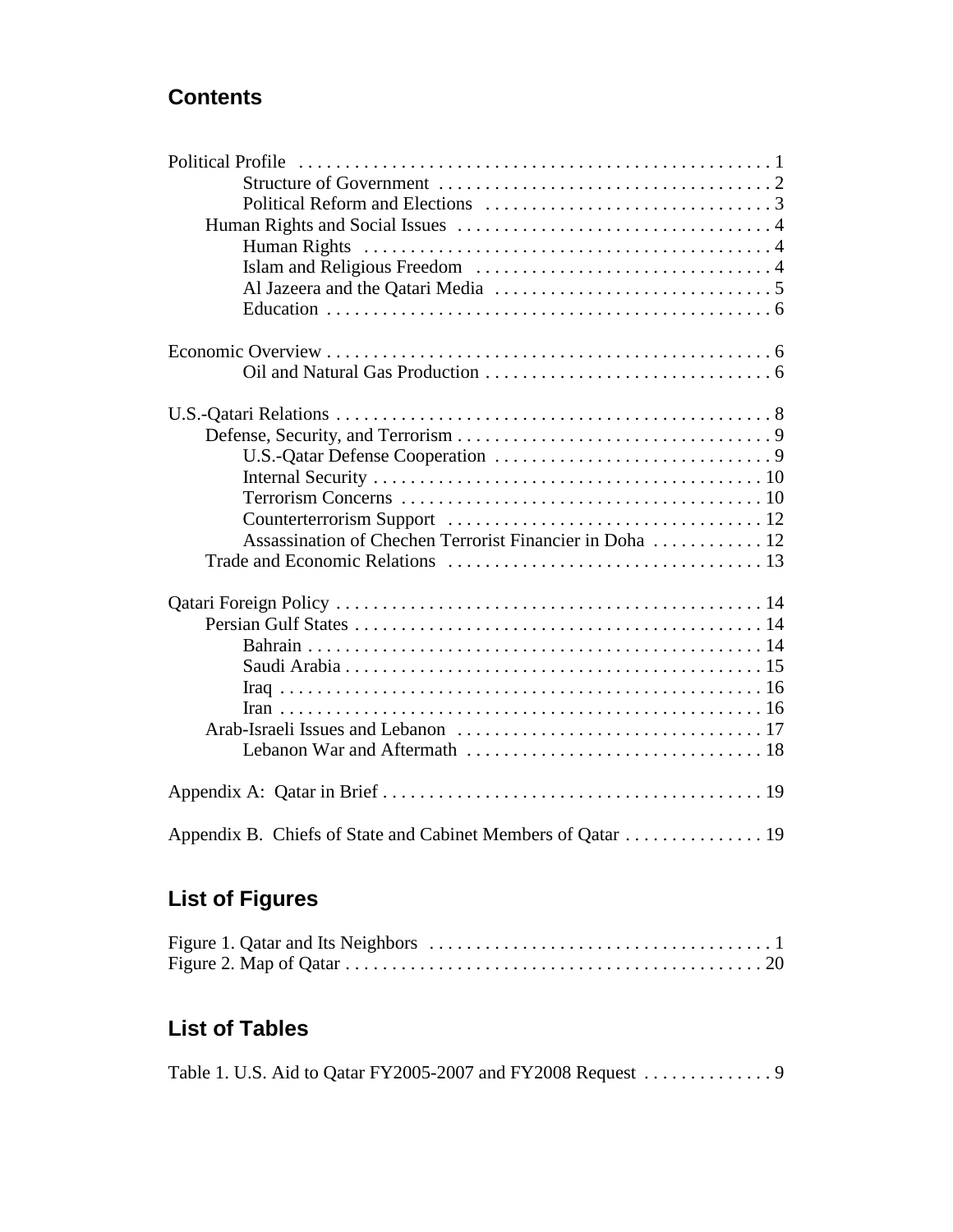## Contents

Political Profile . . . . . . . . . . . . . . . . . . . . . . . . . . . . . . . . . . . . . . . . . . . . . . . . . . . 1
- Structure of Government . . . . . . . . . . . . . . . . . . . . . . . . . . . . . . . . . . . . 2
- Political Reform and Elections . . . . . . . . . . . . . . . . . . . . . . . . . . . . . . . 3

Human Rights and Social Issues . . . . . . . . . . . . . . . . . . . . . . . . . . . . . . . . . . 4
- Human Rights . . . . . . . . . . . . . . . . . . . . . . . . . . . . . . . . . . . . . . . . . . . 4
- Islam and Religious Freedom . . . . . . . . . . . . . . . . . . . . . . . . . . . . . . . . 4
- Al Jazeera and the Qatari Media . . . . . . . . . . . . . . . . . . . . . . . . . . . . . . 5
- Education . . . . . . . . . . . . . . . . . . . . . . . . . . . . . . . . . . . . . . . . . . . . . . . 6

Economic Overview . . . . . . . . . . . . . . . . . . . . . . . . . . . . . . . . . . . . . . . . . . . . . . . 6
- Oil and Natural Gas Production . . . . . . . . . . . . . . . . . . . . . . . . . . . . . . . 6

U.S.-Qatari Relations . . . . . . . . . . . . . . . . . . . . . . . . . . . . . . . . . . . . . . . . . . . . . . . 8

Defense, Security, and Terrorism . . . . . . . . . . . . . . . . . . . . . . . . . . . . . . . . . . 9
- U.S.-Qatar Defense Cooperation . . . . . . . . . . . . . . . . . . . . . . . . . . . . . . 9
- Internal Security . . . . . . . . . . . . . . . . . . . . . . . . . . . . . . . . . . . . . . . . . . 10
- Terrorism Concerns . . . . . . . . . . . . . . . . . . . . . . . . . . . . . . . . . . . . . . . 10
- Counterterrorism Support . . . . . . . . . . . . . . . . . . . . . . . . . . . . . . . . . . 12
- Assassination of Chechen Terrorist Financier in Doha . . . . . . . . . . . . 12

Trade and Economic Relations . . . . . . . . . . . . . . . . . . . . . . . . . . . . . . . . . . . 13

Qatari Foreign Policy . . . . . . . . . . . . . . . . . . . . . . . . . . . . . . . . . . . . . . . . . . . . . . 14

Persian Gulf States . . . . . . . . . . . . . . . . . . . . . . . . . . . . . . . . . . . . . . . . . . . . 14
- Bahrain . . . . . . . . . . . . . . . . . . . . . . . . . . . . . . . . . . . . . . . . . . . . . . . . . 14
- Saudi Arabia . . . . . . . . . . . . . . . . . . . . . . . . . . . . . . . . . . . . . . . . . . . . . 15
- Iraq . . . . . . . . . . . . . . . . . . . . . . . . . . . . . . . . . . . . . . . . . . . . . . . . . . . . 16
- Iran . . . . . . . . . . . . . . . . . . . . . . . . . . . . . . . . . . . . . . . . . . . . . . . . . . . . 16

Arab-Israeli Issues and Lebanon . . . . . . . . . . . . . . . . . . . . . . . . . . . . . . . . . 17
- Lebanon War and Aftermath . . . . . . . . . . . . . . . . . . . . . . . . . . . . . . . . 18

Appendix A: Qatar in Brief . . . . . . . . . . . . . . . . . . . . . . . . . . . . . . . . . . . . . . . . . 19

Appendix B. Chiefs of State and Cabinet Members of Qatar . . . . . . . . . . . . . . . 19

## List of Figures

Figure 1. Qatar and Its Neighbors . . . . . . . . . . . . . . . . . . . . . . . . . . . . . . . . . . . . . 1

Figure 2. Map of Qatar . . . . . . . . . . . . . . . . . . . . . . . . . . . . . . . . . . . . . . . . . . . . . 20

## List of Tables

Table 1. U.S. Aid to Qatar FY2005-2007 and FY2008 Request . . . . . . . . . . . . . . 9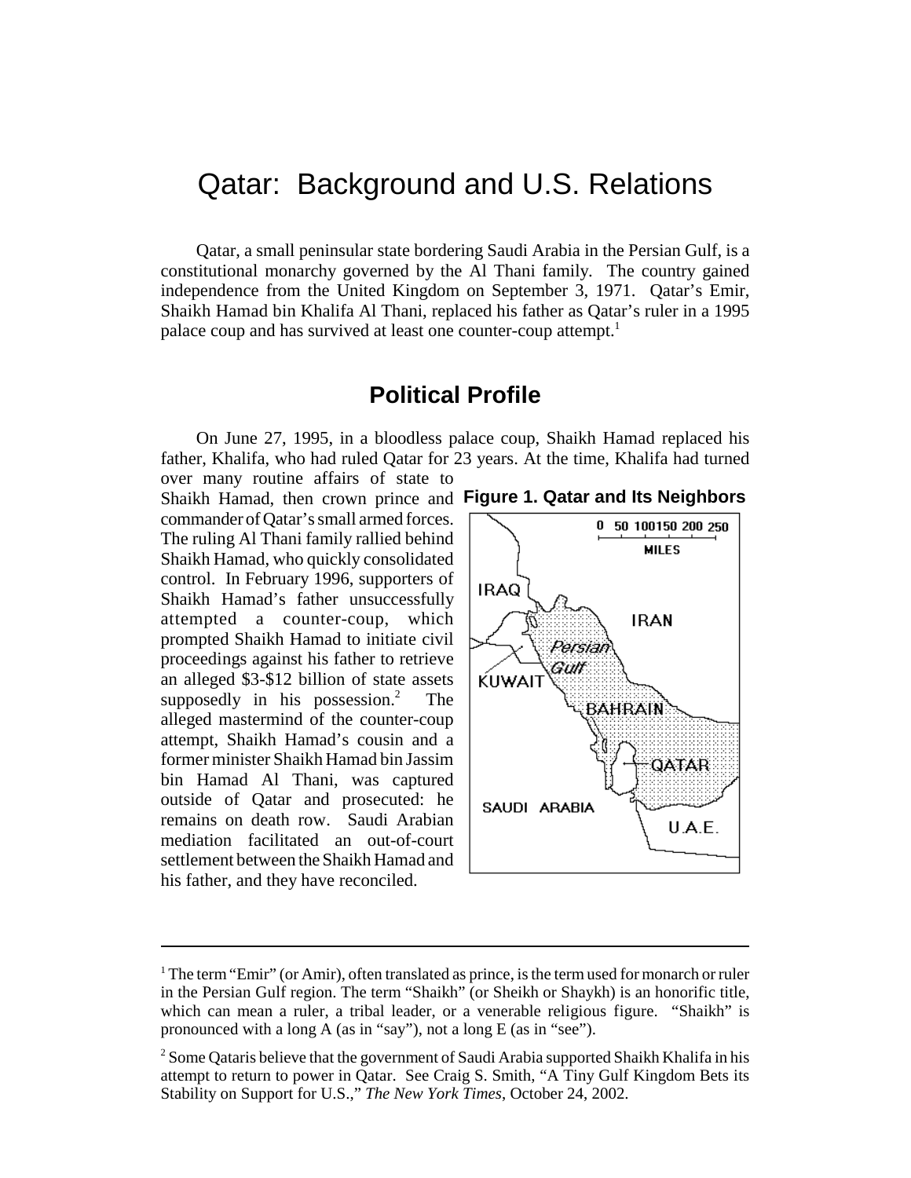# Qatar: Background and U.S. Relations

Qatar, a small peninsular state bordering Saudi Arabia in the Persian Gulf, is a constitutional monarchy governed by the Al Thani family. The country gained independence from the United Kingdom on September 3, 1971. Qatar's Emir, Shaikh Hamad bin Khalifa Al Thani, replaced his father as Qatar's ruler in a 1995 palace coup and has survived at least one counter-coup attempt.[1]

## Political Profile

On June 27, 1995, in a bloodless palace coup, Shaikh Hamad replaced his father, Khalifa, who had ruled Qatar for 23 years. At the time, Khalifa had turned over many routine affairs of state to Shaikh Hamad, then crown prince and commander of Qatar's small armed forces. The ruling Al Thani family rallied behind Shaikh Hamad, who quickly consolidated control. In February 1996, supporters of Shaikh Hamad's father unsuccessfully attempted a counter-coup, which prompted Shaikh Hamad to initiate civil proceedings against his father to retrieve an alleged $3-$12 billion of state assets supposedly in his possession.[2] The alleged mastermind of the counter-coup attempt, Shaikh Hamad's cousin and a former minister Shaikh Hamad bin Jassim bin Hamad Al Thani, was captured outside of Qatar and prosecuted: he remains on death row. Saudi Arabian mediation facilitated an out-of-court settlement between the Shaikh Hamad and his father, and they have reconciled.

**Figure 1. Qatar and Its Neighbors**

---

[1] The term "Emir" (or Amir), often translated as prince, is the term used for monarch or ruler in the Persian Gulf region. The term "Shaikh" (or Sheikh or Shaykh) is an honorific title, which can mean a ruler, a tribal leader, or a venerable religious figure. "Shaikh" is pronounced with a long A (as in "say"), not a long E (as in "see").

[2] Some Qataris believe that the government of Saudi Arabia supported Shaikh Khalifa in his attempt to return to power in Qatar. See Craig S. Smith, "A Tiny Gulf Kingdom Bets its Stability on Support for U.S.," *The New York Times*, October 24, 2002.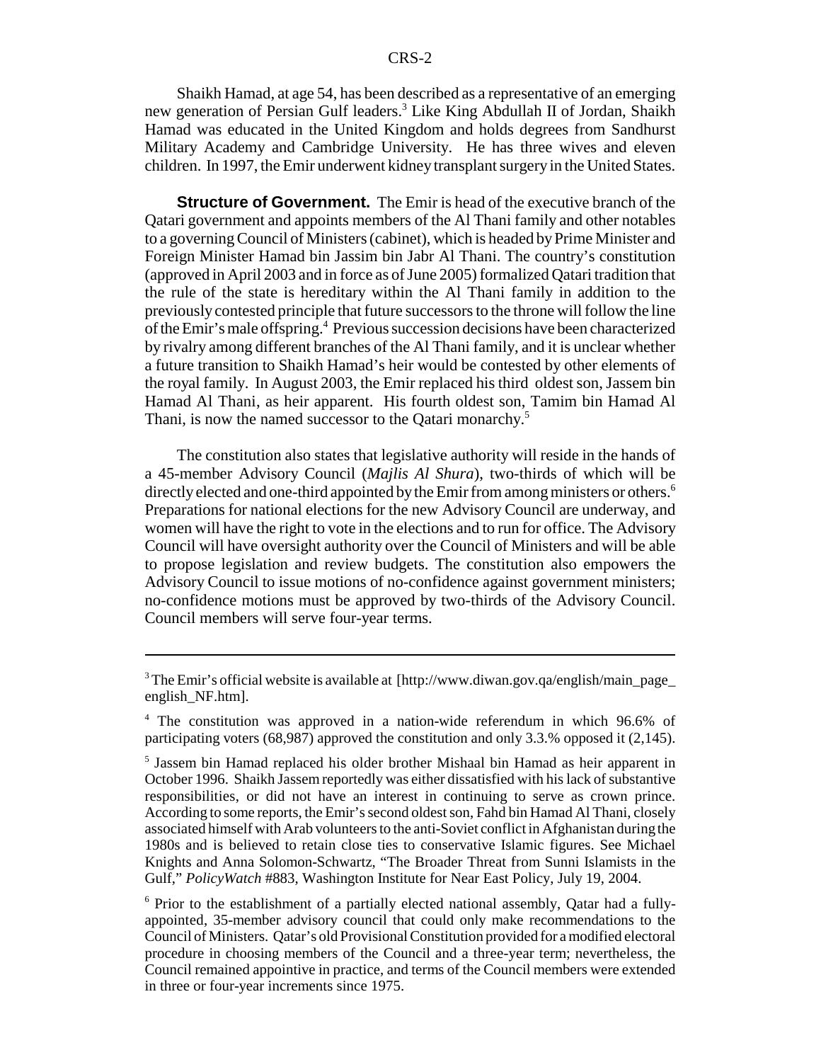Shaikh Hamad, at age 54, has been described as a representative of an emerging new generation of Persian Gulf leaders.[3] Like King Abdullah II of Jordan, Shaikh Hamad was educated in the United Kingdom and holds degrees from Sandhurst Military Academy and Cambridge University. He has three wives and eleven children. In 1997, the Emir underwent kidney transplant surgery in the United States.

**Structure of Government.** The Emir is head of the executive branch of the Qatari government and appoints members of the Al Thani family and other notables to a governing Council of Ministers (cabinet), which is headed by Prime Minister and Foreign Minister Hamad bin Jassim bin Jabr Al Thani. The country's constitution (approved in April 2003 and in force as of June 2005) formalized Qatari tradition that the rule of the state is hereditary within the Al Thani family in addition to the previously contested principle that future successors to the throne will follow the line of the Emir's male offspring.[4] Previous succession decisions have been characterized by rivalry among different branches of the Al Thani family, and it is unclear whether a future transition to Shaikh Hamad's heir would be contested by other elements of the royal family. In August 2003, the Emir replaced his third oldest son, Jassem bin Hamad Al Thani, as heir apparent. His fourth oldest son, Tamim bin Hamad Al Thani, is now the named successor to the Qatari monarchy.[5]

The constitution also states that legislative authority will reside in the hands of a 45-member Advisory Council (*Majlis Al Shura*), two-thirds of which will be directly elected and one-third appointed by the Emir from among ministers or others.[6] Preparations for national elections for the new Advisory Council are underway, and women will have the right to vote in the elections and to run for office. The Advisory Council will have oversight authority over the Council of Ministers and will be able to propose legislation and review budgets. The constitution also empowers the Advisory Council to issue motions of no-confidence against government ministers; no-confidence motions must be approved by two-thirds of the Advisory Council. Council members will serve four-year terms.

---

[3] The Emir's official website is available at [http://www.diwan.gov.qa/english/main_page_english_NF.htm].

[4] The constitution was approved in a nation-wide referendum in which 96.6% of participating voters (68,987) approved the constitution and only 3.3.% opposed it (2,145).

[5] Jassem bin Hamad replaced his older brother Mishaal bin Hamad as heir apparent in October 1996. Shaikh Jassem reportedly was either dissatisfied with his lack of substantive responsibilities, or did not have an interest in continuing to serve as crown prince. According to some reports, the Emir's second oldest son, Fahd bin Hamad Al Thani, closely associated himself with Arab volunteers to the anti-Soviet conflict in Afghanistan during the 1980s and is believed to retain close ties to conservative Islamic figures. See Michael Knights and Anna Solomon-Schwartz, "The Broader Threat from Sunni Islamists in the Gulf," *PolicyWatch* #883, Washington Institute for Near East Policy, July 19, 2004.

[6] Prior to the establishment of a partially elected national assembly, Qatar had a fully-appointed, 35-member advisory council that could only make recommendations to the Council of Ministers. Qatar's old Provisional Constitution provided for a modified electoral procedure in choosing members of the Council and a three-year term; nevertheless, the Council remained appointive in practice, and terms of the Council members were extended in three or four-year increments since 1975.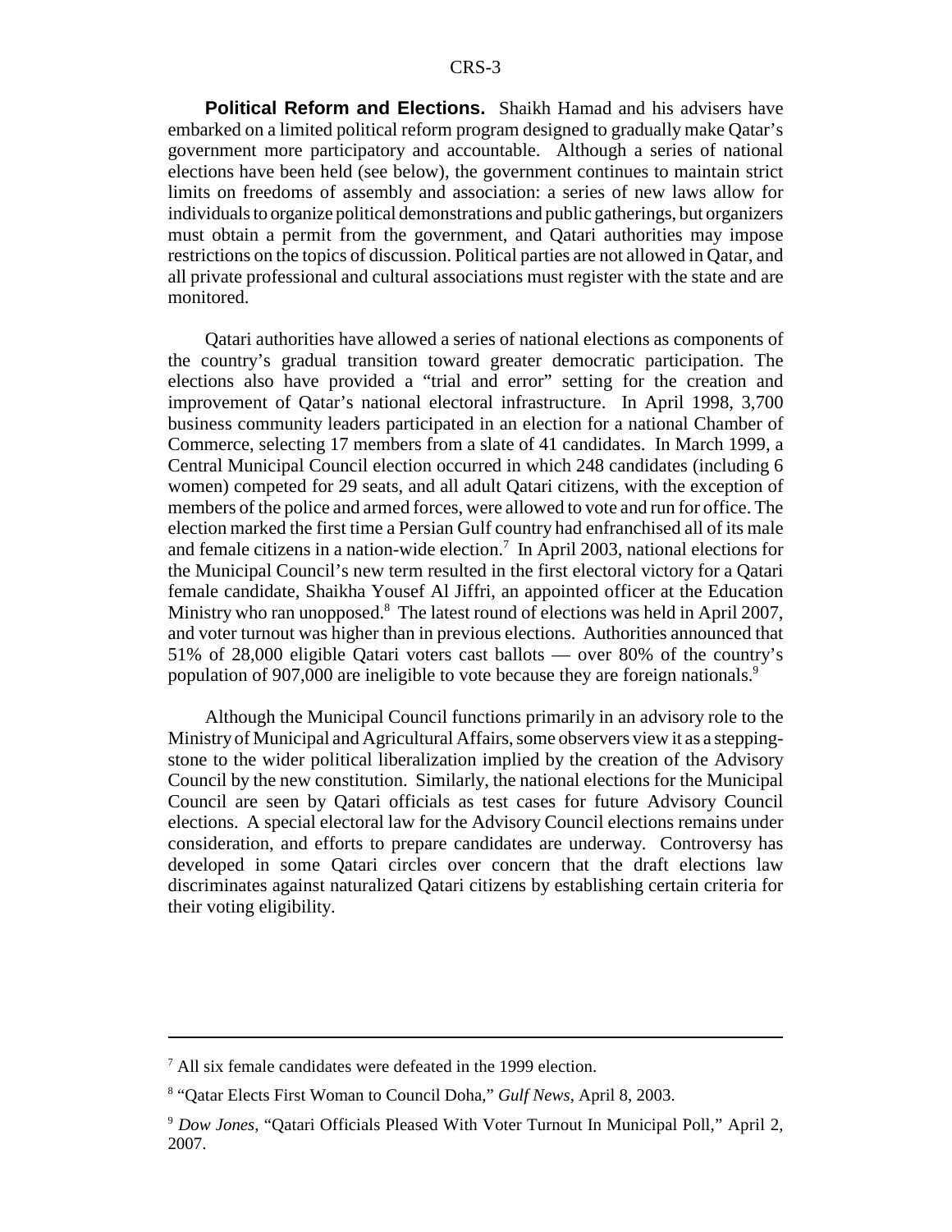**Political Reform and Elections.** Shaikh Hamad and his advisers have embarked on a limited political reform program designed to gradually make Qatar's government more participatory and accountable. Although a series of national elections have been held (see below), the government continues to maintain strict limits on freedoms of assembly and association: a series of new laws allow for individuals to organize political demonstrations and public gatherings, but organizers must obtain a permit from the government, and Qatari authorities may impose restrictions on the topics of discussion. Political parties are not allowed in Qatar, and all private professional and cultural associations must register with the state and are monitored.

Qatari authorities have allowed a series of national elections as components of the country's gradual transition toward greater democratic participation. The elections also have provided a "trial and error" setting for the creation and improvement of Qatar's national electoral infrastructure. In April 1998, 3,700 business community leaders participated in an election for a national Chamber of Commerce, selecting 17 members from a slate of 41 candidates. In March 1999, a Central Municipal Council election occurred in which 248 candidates (including 6 women) competed for 29 seats, and all adult Qatari citizens, with the exception of members of the police and armed forces, were allowed to vote and run for office. The election marked the first time a Persian Gulf country had enfranchised all of its male and female citizens in a nation-wide election.[7] In April 2003, national elections for the Municipal Council's new term resulted in the first electoral victory for a Qatari female candidate, Shaikha Yousef Al Jiffri, an appointed officer at the Education Ministry who ran unopposed.[8] The latest round of elections was held in April 2007, and voter turnout was higher than in previous elections. Authorities announced that 51% of 28,000 eligible Qatari voters cast ballots — over 80% of the country's population of 907,000 are ineligible to vote because they are foreign nationals.[9]

Although the Municipal Council functions primarily in an advisory role to the Ministry of Municipal and Agricultural Affairs, some observers view it as a stepping-stone to the wider political liberalization implied by the creation of the Advisory Council by the new constitution. Similarly, the national elections for the Municipal Council are seen by Qatari officials as test cases for future Advisory Council elections. A special electoral law for the Advisory Council elections remains under consideration, and efforts to prepare candidates are underway. Controversy has developed in some Qatari circles over concern that the draft elections law discriminates against naturalized Qatari citizens by establishing certain criteria for their voting eligibility.

---

[7] All six female candidates were defeated in the 1999 election.

[8] "Qatar Elects First Woman to Council Doha," *Gulf News*, April 8, 2003.

[9] *Dow Jones*, "Qatari Officials Pleased With Voter Turnout In Municipal Poll," April 2, 2007.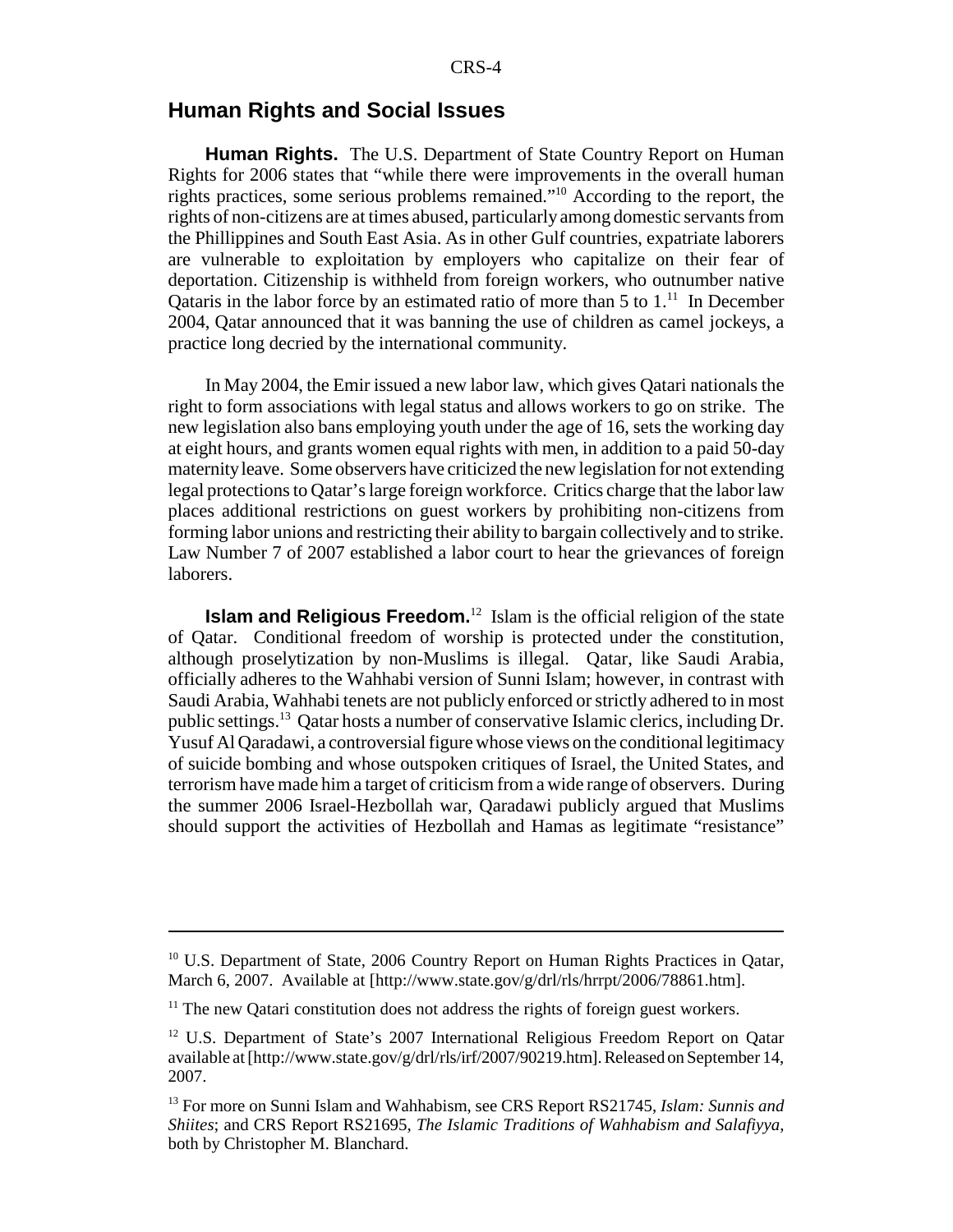## Human Rights and Social Issues

**Human Rights.** The U.S. Department of State Country Report on Human Rights for 2006 states that "while there were improvements in the overall human rights practices, some serious problems remained."[10] According to the report, the rights of non-citizens are at times abused, particularly among domestic servants from the Phillippines and South East Asia. As in other Gulf countries, expatriate laborers are vulnerable to exploitation by employers who capitalize on their fear of deportation. Citizenship is withheld from foreign workers, who outnumber native Qataris in the labor force by an estimated ratio of more than 5 to 1.[11] In December 2004, Qatar announced that it was banning the use of children as camel jockeys, a practice long decried by the international community.

In May 2004, the Emir issued a new labor law, which gives Qatari nationals the right to form associations with legal status and allows workers to go on strike. The new legislation also bans employing youth under the age of 16, sets the working day at eight hours, and grants women equal rights with men, in addition to a paid 50-day maternity leave. Some observers have criticized the new legislation for not extending legal protections to Qatar's large foreign workforce. Critics charge that the labor law places additional restrictions on guest workers by prohibiting non-citizens from forming labor unions and restricting their ability to bargain collectively and to strike. Law Number 7 of 2007 established a labor court to hear the grievances of foreign laborers.

**Islam and Religious Freedom.**[12] Islam is the official religion of the state of Qatar. Conditional freedom of worship is protected under the constitution, although proselytization by non-Muslims is illegal. Qatar, like Saudi Arabia, officially adheres to the Wahhabi version of Sunni Islam; however, in contrast with Saudi Arabia, Wahhabi tenets are not publicly enforced or strictly adhered to in most public settings.[13] Qatar hosts a number of conservative Islamic clerics, including Dr. Yusuf Al Qaradawi, a controversial figure whose views on the conditional legitimacy of suicide bombing and whose outspoken critiques of Israel, the United States, and terrorism have made him a target of criticism from a wide range of observers. During the summer 2006 Israel-Hezbollah war, Qaradawi publicly argued that Muslims should support the activities of Hezbollah and Hamas as legitimate "resistance"

---

[10] U.S. Department of State, 2006 Country Report on Human Rights Practices in Qatar, March 6, 2007. Available at [http://www.state.gov/g/drl/rls/hrrpt/2006/78861.htm].

[11] The new Qatari constitution does not address the rights of foreign guest workers.

[12] U.S. Department of State's 2007 International Religious Freedom Report on Qatar available at [http://www.state.gov/g/drl/rls/irf/2007/90219.htm]. Released on September 14, 2007.

[13] For more on Sunni Islam and Wahhabism, see CRS Report RS21745, *Islam: Sunnis and Shiites*; and CRS Report RS21695, *The Islamic Traditions of Wahhabism and Salafiyya*, both by Christopher M. Blanchard.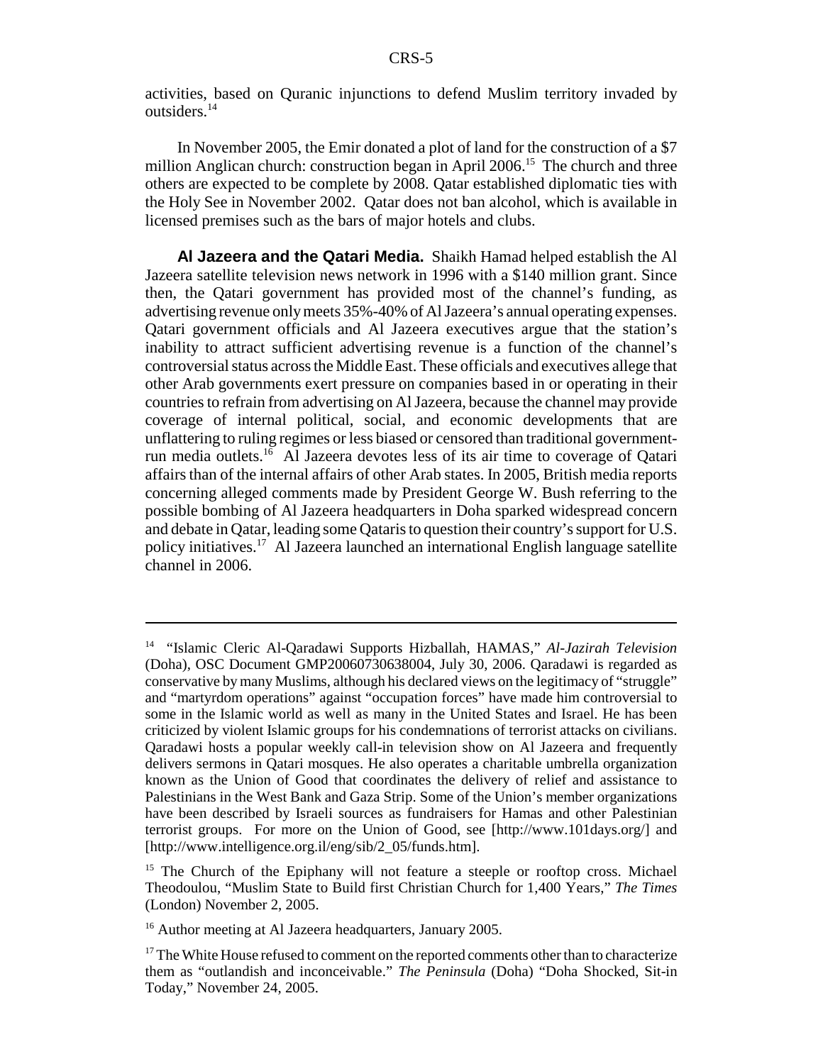activities, based on Quranic injunctions to defend Muslim territory invaded by outsiders.[14]

In November 2005, the Emir donated a plot of land for the construction of a $7 million Anglican church: construction began in April 2006.[15] The church and three others are expected to be complete by 2008. Qatar established diplomatic ties with the Holy See in November 2002. Qatar does not ban alcohol, which is available in licensed premises such as the bars of major hotels and clubs.

**Al Jazeera and the Qatari Media.** Shaikh Hamad helped establish the Al Jazeera satellite television news network in 1996 with a $140 million grant. Since then, the Qatari government has provided most of the channel's funding, as advertising revenue only meets 35%-40% of Al Jazeera's annual operating expenses. Qatari government officials and Al Jazeera executives argue that the station's inability to attract sufficient advertising revenue is a function of the channel's controversial status across the Middle East. These officials and executives allege that other Arab governments exert pressure on companies based in or operating in their countries to refrain from advertising on Al Jazeera, because the channel may provide coverage of internal political, social, and economic developments that are unflattering to ruling regimes or less biased or censored than traditional government-run media outlets.[16] Al Jazeera devotes less of its air time to coverage of Qatari affairs than of the internal affairs of other Arab states. In 2005, British media reports concerning alleged comments made by President George W. Bush referring to the possible bombing of Al Jazeera headquarters in Doha sparked widespread concern and debate in Qatar, leading some Qataris to question their country's support for U.S. policy initiatives.[17] Al Jazeera launched an international English language satellite channel in 2006.

---

[14] "Islamic Cleric Al-Qaradawi Supports Hizballah, HAMAS," *Al-Jazirah Television* (Doha), OSC Document GMP20060730638004, July 30, 2006. Qaradawi is regarded as conservative by many Muslims, although his declared views on the legitimacy of "struggle" and "martyrdom operations" against "occupation forces" have made him controversial to some in the Islamic world as well as many in the United States and Israel. He has been criticized by violent Islamic groups for his condemnations of terrorist attacks on civilians. Qaradawi hosts a popular weekly call-in television show on Al Jazeera and frequently delivers sermons in Qatari mosques. He also operates a charitable umbrella organization known as the Union of Good that coordinates the delivery of relief and assistance to Palestinians in the West Bank and Gaza Strip. Some of the Union's member organizations have been described by Israeli sources as fundraisers for Hamas and other Palestinian terrorist groups. For more on the Union of Good, see [http://www.101days.org/] and [http://www.intelligence.org.il/eng/sib/2_05/funds.htm].

[15] The Church of the Epiphany will not feature a steeple or rooftop cross. Michael Theodoulou, "Muslim State to Build first Christian Church for 1,400 Years," *The Times* (London) November 2, 2005.

[16] Author meeting at Al Jazeera headquarters, January 2005.

[17] The White House refused to comment on the reported comments other than to characterize them as "outlandish and inconceivable." *The Peninsula* (Doha) "Doha Shocked, Sit-in Today," November 24, 2005.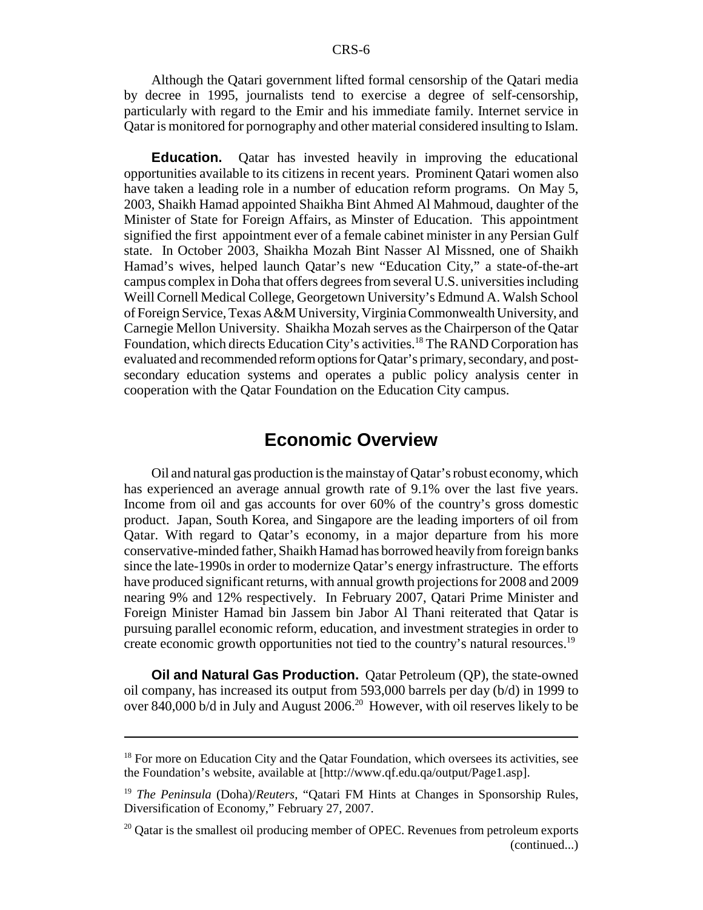Although the Qatari government lifted formal censorship of the Qatari media by decree in 1995, journalists tend to exercise a degree of self-censorship, particularly with regard to the Emir and his immediate family. Internet service in Qatar is monitored for pornography and other material considered insulting to Islam.

**Education.** Qatar has invested heavily in improving the educational opportunities available to its citizens in recent years. Prominent Qatari women also have taken a leading role in a number of education reform programs. On May 5, 2003, Shaikh Hamad appointed Shaikha Bint Ahmed Al Mahmoud, daughter of the Minister of State for Foreign Affairs, as Minster of Education. This appointment signified the first appointment ever of a female cabinet minister in any Persian Gulf state. In October 2003, Shaikha Mozah Bint Nasser Al Missned, one of Shaikh Hamad's wives, helped launch Qatar's new "Education City," a state-of-the-art campus complex in Doha that offers degrees from several U.S. universities including Weill Cornell Medical College, Georgetown University's Edmund A. Walsh School of Foreign Service, Texas A&M University, Virginia Commonwealth University, and Carnegie Mellon University. Shaikha Mozah serves as the Chairperson of the Qatar Foundation, which directs Education City's activities.[18] The RAND Corporation has evaluated and recommended reform options for Qatar's primary, secondary, and post-secondary education systems and operates a public policy analysis center in cooperation with the Qatar Foundation on the Education City campus.

## Economic Overview

Oil and natural gas production is the mainstay of Qatar's robust economy, which has experienced an average annual growth rate of 9.1% over the last five years. Income from oil and gas accounts for over 60% of the country's gross domestic product. Japan, South Korea, and Singapore are the leading importers of oil from Qatar. With regard to Qatar's economy, in a major departure from his more conservative-minded father, Shaikh Hamad has borrowed heavily from foreign banks since the late-1990s in order to modernize Qatar's energy infrastructure. The efforts have produced significant returns, with annual growth projections for 2008 and 2009 nearing 9% and 12% respectively. In February 2007, Qatari Prime Minister and Foreign Minister Hamad bin Jassem bin Jabor Al Thani reiterated that Qatar is pursuing parallel economic reform, education, and investment strategies in order to create economic growth opportunities not tied to the country's natural resources.[19]

**Oil and Natural Gas Production.** Qatar Petroleum (QP), the state-owned oil company, has increased its output from 593,000 barrels per day (b/d) in 1999 to over 840,000 b/d in July and August 2006.[20] However, with oil reserves likely to be

---

[18] For more on Education City and the Qatar Foundation, which oversees its activities, see the Foundation's website, available at [http://www.qf.edu.qa/output/Page1.asp].

[19] *The Peninsula* (Doha)/*Reuters*, "Qatari FM Hints at Changes in Sponsorship Rules, Diversification of Economy," February 27, 2007.

[20] Qatar is the smallest oil producing member of OPEC. Revenues from petroleum exports (continued...)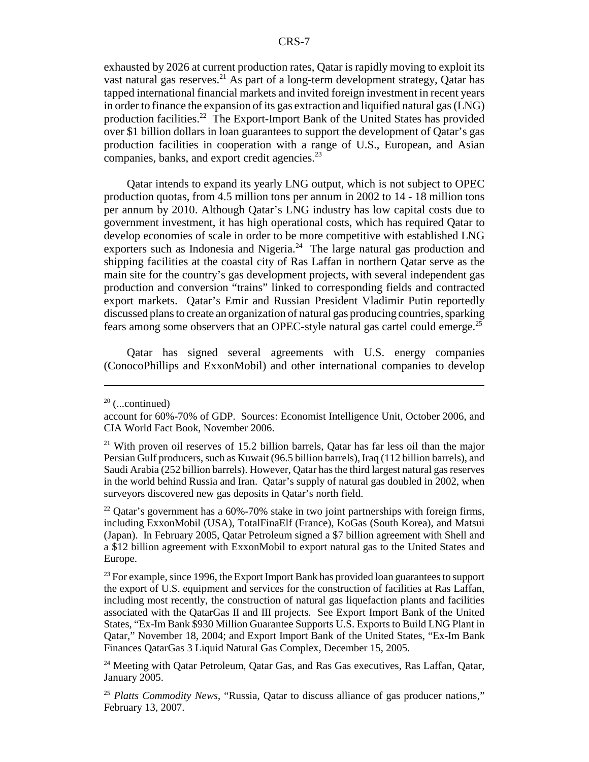exhausted by 2026 at current production rates, Qatar is rapidly moving to exploit its vast natural gas reserves.[21] As part of a long-term development strategy, Qatar has tapped international financial markets and invited foreign investment in recent years in order to finance the expansion of its gas extraction and liquified natural gas (LNG) production facilities.[22] The Export-Import Bank of the United States has provided over $1 billion dollars in loan guarantees to support the development of Qatar's gas production facilities in cooperation with a range of U.S., European, and Asian companies, banks, and export credit agencies.[23]

Qatar intends to expand its yearly LNG output, which is not subject to OPEC production quotas, from 4.5 million tons per annum in 2002 to 14 - 18 million tons per annum by 2010. Although Qatar's LNG industry has low capital costs due to government investment, it has high operational costs, which has required Qatar to develop economies of scale in order to be more competitive with established LNG exporters such as Indonesia and Nigeria.[24] The large natural gas production and shipping facilities at the coastal city of Ras Laffan in northern Qatar serve as the main site for the country's gas development projects, with several independent gas production and conversion "trains" linked to corresponding fields and contracted export markets. Qatar's Emir and Russian President Vladimir Putin reportedly discussed plans to create an organization of natural gas producing countries, sparking fears among some observers that an OPEC-style natural gas cartel could emerge.[25]

Qatar has signed several agreements with U.S. energy companies (ConocoPhillips and ExxonMobil) and other international companies to develop

---

[20] (...continued)

account for 60%-70% of GDP. Sources: Economist Intelligence Unit, October 2006, and CIA World Fact Book, November 2006.

[21] With proven oil reserves of 15.2 billion barrels, Qatar has far less oil than the major Persian Gulf producers, such as Kuwait (96.5 billion barrels), Iraq (112 billion barrels), and Saudi Arabia (252 billion barrels). However, Qatar has the third largest natural gas reserves in the world behind Russia and Iran. Qatar's supply of natural gas doubled in 2002, when surveyors discovered new gas deposits in Qatar's north field.

[22] Qatar's government has a 60%-70% stake in two joint partnerships with foreign firms, including ExxonMobil (USA), TotalFinaElf (France), KoGas (South Korea), and Matsui (Japan). In February 2005, Qatar Petroleum signed a $7 billion agreement with Shell and a $12 billion agreement with ExxonMobil to export natural gas to the United States and Europe.

[23] For example, since 1996, the Export Import Bank has provided loan guarantees to support the export of U.S. equipment and services for the construction of facilities at Ras Laffan, including most recently, the construction of natural gas liquefaction plants and facilities associated with the QatarGas II and III projects. See Export Import Bank of the United States, "Ex-Im Bank $930 Million Guarantee Supports U.S. Exports to Build LNG Plant in Qatar," November 18, 2004; and Export Import Bank of the United States, "Ex-Im Bank Finances QatarGas 3 Liquid Natural Gas Complex, December 15, 2005.

[24] Meeting with Qatar Petroleum, Qatar Gas, and Ras Gas executives, Ras Laffan, Qatar, January 2005.

[25] *Platts Commodity News*, "Russia, Qatar to discuss alliance of gas producer nations," February 13, 2007.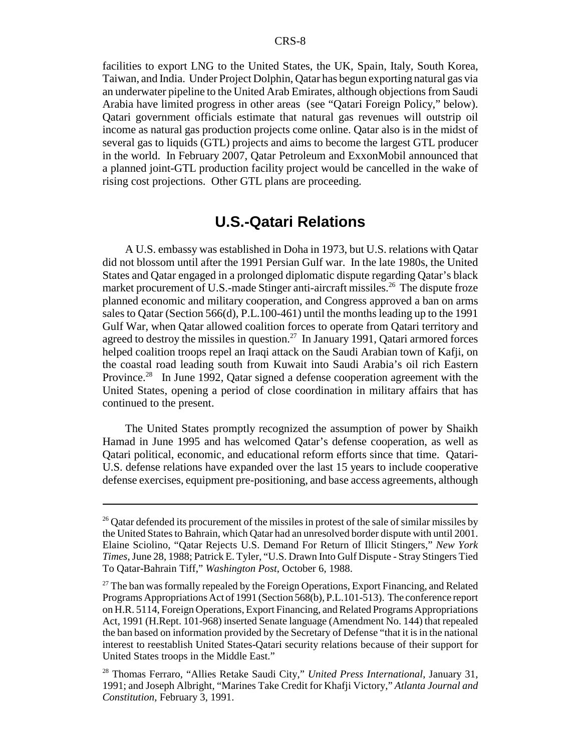facilities to export LNG to the United States, the UK, Spain, Italy, South Korea, Taiwan, and India. Under Project Dolphin, Qatar has begun exporting natural gas via an underwater pipeline to the United Arab Emirates, although objections from Saudi Arabia have limited progress in other areas (see "Qatari Foreign Policy," below). Qatari government officials estimate that natural gas revenues will outstrip oil income as natural gas production projects come online. Qatar also is in the midst of several gas to liquids (GTL) projects and aims to become the largest GTL producer in the world. In February 2007, Qatar Petroleum and ExxonMobil announced that a planned joint-GTL production facility project would be cancelled in the wake of rising cost projections. Other GTL plans are proceeding.

## U.S.-Qatari Relations

A U.S. embassy was established in Doha in 1973, but U.S. relations with Qatar did not blossom until after the 1991 Persian Gulf war. In the late 1980s, the United States and Qatar engaged in a prolonged diplomatic dispute regarding Qatar's black market procurement of U.S.-made Stinger anti-aircraft missiles.[26] The dispute froze planned economic and military cooperation, and Congress approved a ban on arms sales to Qatar (Section 566(d), P.L.100-461) until the months leading up to the 1991 Gulf War, when Qatar allowed coalition forces to operate from Qatari territory and agreed to destroy the missiles in question.[27] In January 1991, Qatari armored forces helped coalition troops repel an Iraqi attack on the Saudi Arabian town of Kafji, on the coastal road leading south from Kuwait into Saudi Arabia's oil rich Eastern Province.[28] In June 1992, Qatar signed a defense cooperation agreement with the United States, opening a period of close coordination in military affairs that has continued to the present.

The United States promptly recognized the assumption of power by Shaikh Hamad in June 1995 and has welcomed Qatar's defense cooperation, as well as Qatari political, economic, and educational reform efforts since that time. Qatari-U.S. defense relations have expanded over the last 15 years to include cooperative defense exercises, equipment pre-positioning, and base access agreements, although

---

[26] Qatar defended its procurement of the missiles in protest of the sale of similar missiles by the United States to Bahrain, which Qatar had an unresolved border dispute with until 2001. Elaine Sciolino, "Qatar Rejects U.S. Demand For Return of Illicit Stingers," *New York Times*, June 28, 1988; Patrick E. Tyler, "U.S. Drawn Into Gulf Dispute - Stray Stingers Tied To Qatar-Bahrain Tiff," *Washington Post*, October 6, 1988.

[27] The ban was formally repealed by the Foreign Operations, Export Financing, and Related Programs Appropriations Act of 1991 (Section 568(b), P.L.101-513). The conference report on H.R. 5114, Foreign Operations, Export Financing, and Related Programs Appropriations Act, 1991 (H.Rept. 101-968) inserted Senate language (Amendment No. 144) that repealed the ban based on information provided by the Secretary of Defense "that it is in the national interest to reestablish United States-Qatari security relations because of their support for United States troops in the Middle East."

[28] Thomas Ferraro, "Allies Retake Saudi City," *United Press International*, January 31, 1991; and Joseph Albright, "Marines Take Credit for Khafji Victory," *Atlanta Journal and Constitution*, February 3, 1991.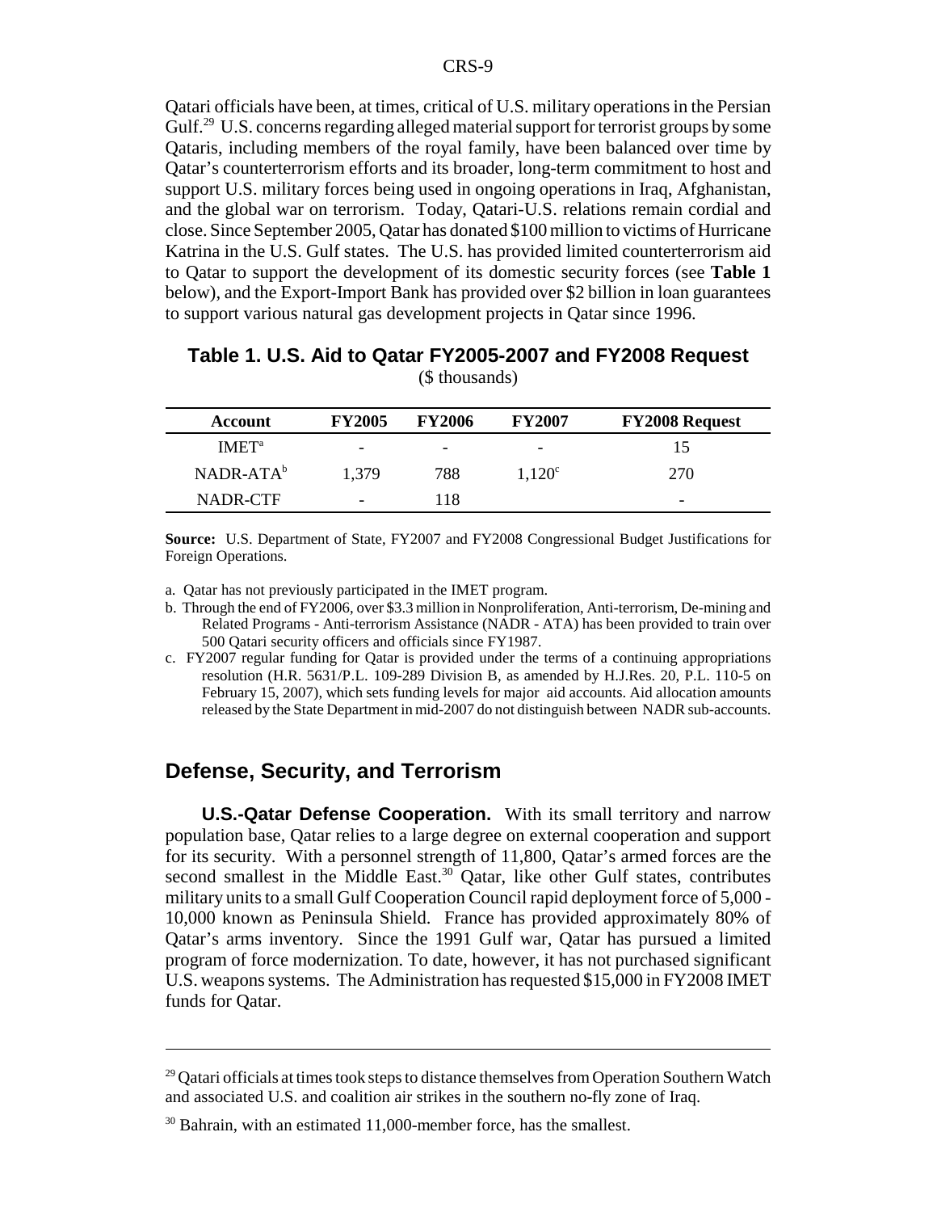Qatari officials have been, at times, critical of U.S. military operations in the Persian Gulf.[29] U.S. concerns regarding alleged material support for terrorist groups by some Qataris, including members of the royal family, have been balanced over time by Qatar's counterterrorism efforts and its broader, long-term commitment to host and support U.S. military forces being used in ongoing operations in Iraq, Afghanistan, and the global war on terrorism. Today, Qatari-U.S. relations remain cordial and close. Since September 2005, Qatar has donated $100 million to victims of Hurricane Katrina in the U.S. Gulf states. The U.S. has provided limited counterterrorism aid to Qatar to support the development of its domestic security forces (see **Table 1** below), and the Export-Import Bank has provided over $2 billion in loan guarantees to support various natural gas development projects in Qatar since 1996.

**Table 1. U.S. Aid to Qatar FY2005-2007 and FY2008 Request**
($ thousands)

| Account | FY2005 | FY2006 | FY2007 | FY2008 Request |
|---|---|---|---|---|
| IMET[a] | - | - | - | 15 |
| NADR-ATA[b] | 1,379 | 788 | 1,120[c] | 270 |
| NADR-CTF | - | 118 | | - |

**Source:** U.S. Department of State, FY2007 and FY2008 Congressional Budget Justifications for Foreign Operations.

a. Qatar has not previously participated in the IMET program.

b. Through the end of FY2006, over $3.3 million in Nonproliferation, Anti-terrorism, De-mining and Related Programs - Anti-terrorism Assistance (NADR - ATA) has been provided to train over 500 Qatari security officers and officials since FY1987.

c. FY2007 regular funding for Qatar is provided under the terms of a continuing appropriations resolution (H.R. 5631/P.L. 109-289 Division B, as amended by H.J.Res. 20, P.L. 110-5 on February 15, 2007), which sets funding levels for major aid accounts. Aid allocation amounts released by the State Department in mid-2007 do not distinguish between NADR sub-accounts.

## Defense, Security, and Terrorism

**U.S.-Qatar Defense Cooperation.** With its small territory and narrow population base, Qatar relies to a large degree on external cooperation and support for its security. With a personnel strength of 11,800, Qatar's armed forces are the second smallest in the Middle East.[30] Qatar, like other Gulf states, contributes military units to a small Gulf Cooperation Council rapid deployment force of 5,000 - 10,000 known as Peninsula Shield. France has provided approximately 80% of Qatar's arms inventory. Since the 1991 Gulf war, Qatar has pursued a limited program of force modernization. To date, however, it has not purchased significant U.S. weapons systems. The Administration has requested $15,000 in FY2008 IMET funds for Qatar.

[29] Qatari officials at times took steps to distance themselves from Operation Southern Watch and associated U.S. and coalition air strikes in the southern no-fly zone of Iraq.

[30] Bahrain, with an estimated 11,000-member force, has the smallest.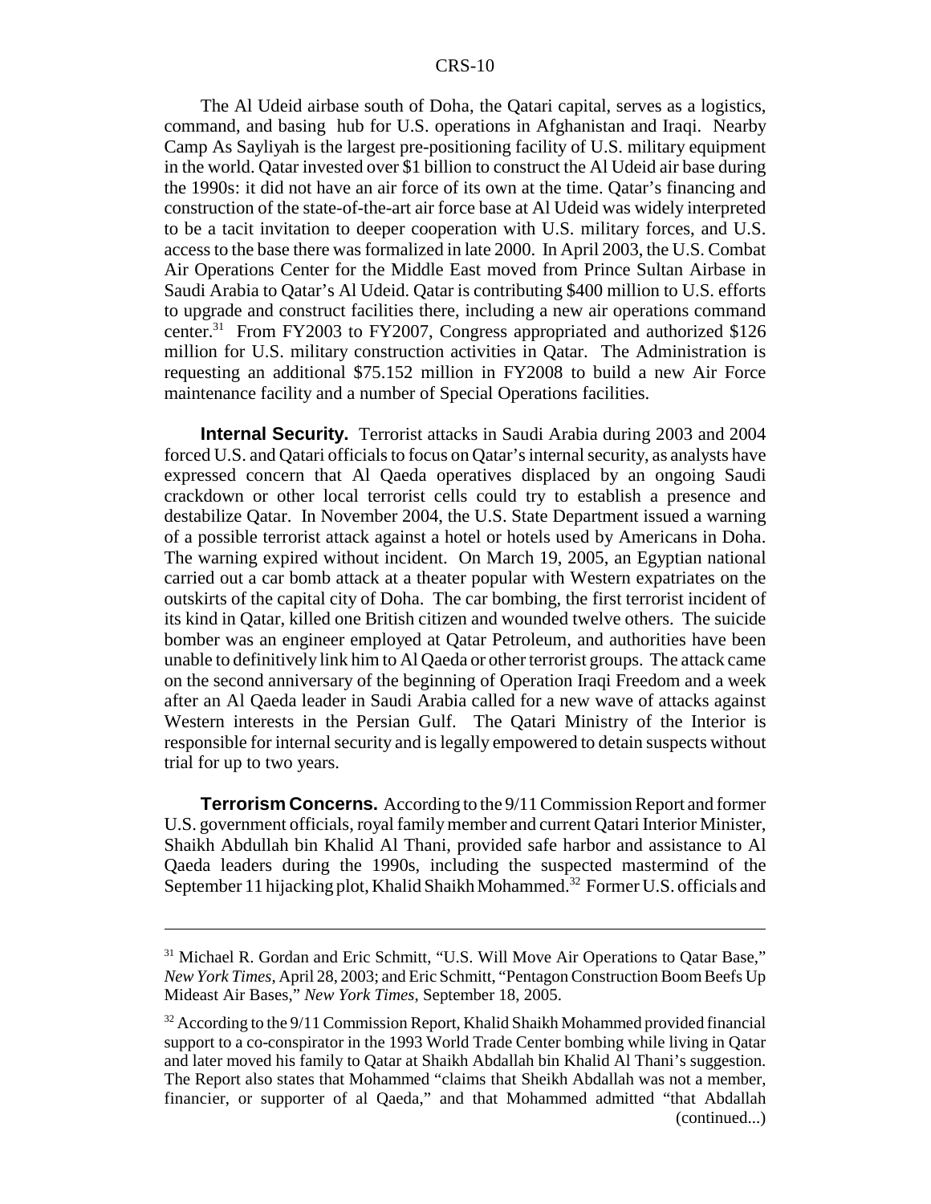The Al Udeid airbase south of Doha, the Qatari capital, serves as a logistics, command, and basing hub for U.S. operations in Afghanistan and Iraqi. Nearby Camp As Sayliyah is the largest pre-positioning facility of U.S. military equipment in the world. Qatar invested over $1 billion to construct the Al Udeid air base during the 1990s: it did not have an air force of its own at the time. Qatar's financing and construction of the state-of-the-art air force base at Al Udeid was widely interpreted to be a tacit invitation to deeper cooperation with U.S. military forces, and U.S. access to the base there was formalized in late 2000. In April 2003, the U.S. Combat Air Operations Center for the Middle East moved from Prince Sultan Airbase in Saudi Arabia to Qatar's Al Udeid. Qatar is contributing $400 million to U.S. efforts to upgrade and construct facilities there, including a new air operations command center.[31] From FY2003 to FY2007, Congress appropriated and authorized $126 million for U.S. military construction activities in Qatar. The Administration is requesting an additional $75.152 million in FY2008 to build a new Air Force maintenance facility and a number of Special Operations facilities.

**Internal Security.** Terrorist attacks in Saudi Arabia during 2003 and 2004 forced U.S. and Qatari officials to focus on Qatar's internal security, as analysts have expressed concern that Al Qaeda operatives displaced by an ongoing Saudi crackdown or other local terrorist cells could try to establish a presence and destabilize Qatar. In November 2004, the U.S. State Department issued a warning of a possible terrorist attack against a hotel or hotels used by Americans in Doha. The warning expired without incident. On March 19, 2005, an Egyptian national carried out a car bomb attack at a theater popular with Western expatriates on the outskirts of the capital city of Doha. The car bombing, the first terrorist incident of its kind in Qatar, killed one British citizen and wounded twelve others. The suicide bomber was an engineer employed at Qatar Petroleum, and authorities have been unable to definitively link him to Al Qaeda or other terrorist groups. The attack came on the second anniversary of the beginning of Operation Iraqi Freedom and a week after an Al Qaeda leader in Saudi Arabia called for a new wave of attacks against Western interests in the Persian Gulf. The Qatari Ministry of the Interior is responsible for internal security and is legally empowered to detain suspects without trial for up to two years.

**Terrorism Concerns.** According to the 9/11 Commission Report and former U.S. government officials, royal family member and current Qatari Interior Minister, Shaikh Abdullah bin Khalid Al Thani, provided safe harbor and assistance to Al Qaeda leaders during the 1990s, including the suspected mastermind of the September 11 hijacking plot, Khalid Shaikh Mohammed.[32] Former U.S. officials and

---

[31] Michael R. Gordan and Eric Schmitt, "U.S. Will Move Air Operations to Qatar Base," *New York Times*, April 28, 2003; and Eric Schmitt, "Pentagon Construction Boom Beefs Up Mideast Air Bases," *New York Times*, September 18, 2005.

[32] According to the 9/11 Commission Report, Khalid Shaikh Mohammed provided financial support to a co-conspirator in the 1993 World Trade Center bombing while living in Qatar and later moved his family to Qatar at Shaikh Abdallah bin Khalid Al Thani's suggestion. The Report also states that Mohammed "claims that Sheikh Abdallah was not a member, financier, or supporter of al Qaeda," and that Mohammed admitted "that Abdallah (continued...)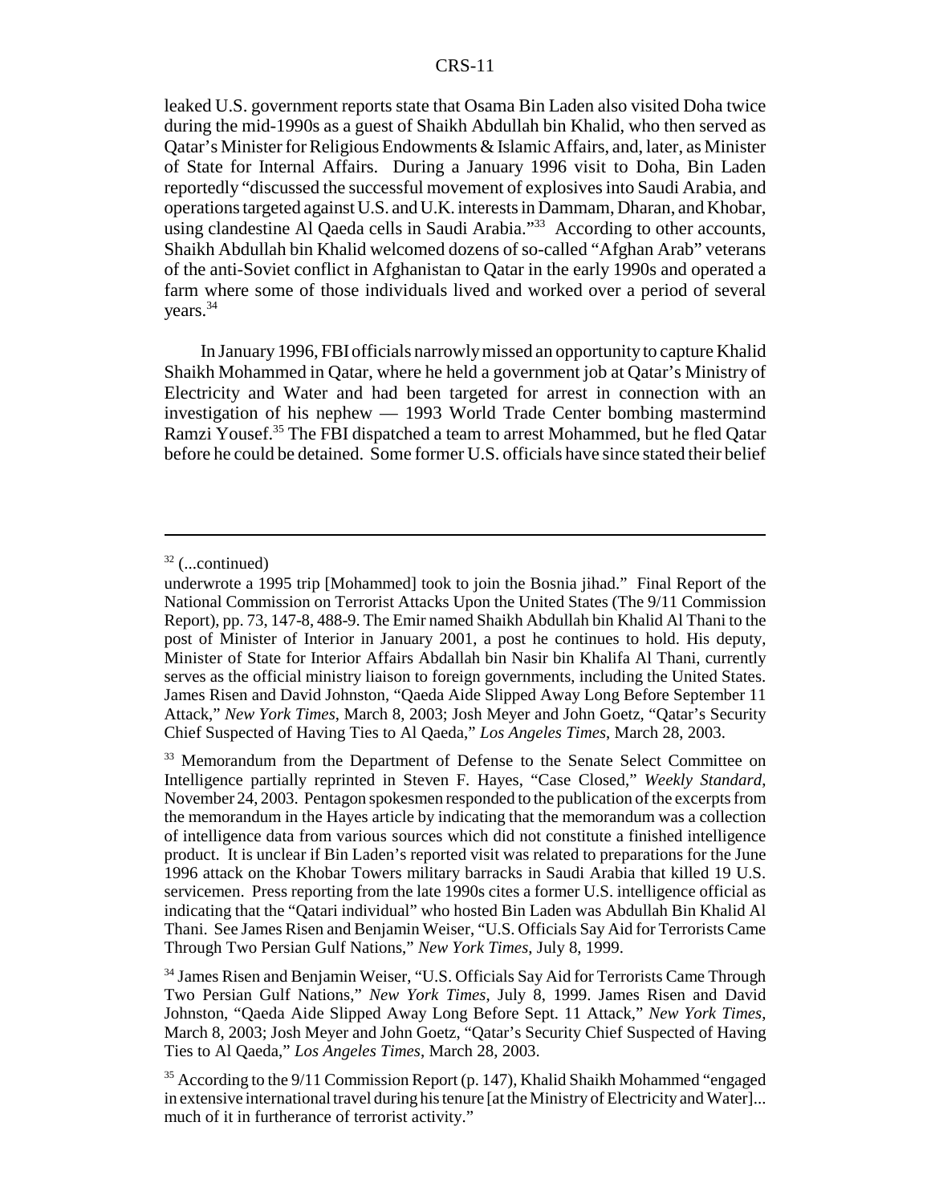leaked U.S. government reports state that Osama Bin Laden also visited Doha twice during the mid-1990s as a guest of Shaikh Abdullah bin Khalid, who then served as Qatar's Minister for Religious Endowments & Islamic Affairs, and, later, as Minister of State for Internal Affairs. During a January 1996 visit to Doha, Bin Laden reportedly "discussed the successful movement of explosives into Saudi Arabia, and operations targeted against U.S. and U.K. interests in Dammam, Dharan, and Khobar, using clandestine Al Qaeda cells in Saudi Arabia."[33] According to other accounts, Shaikh Abdullah bin Khalid welcomed dozens of so-called "Afghan Arab" veterans of the anti-Soviet conflict in Afghanistan to Qatar in the early 1990s and operated a farm where some of those individuals lived and worked over a period of several years.[34]

In January 1996, FBI officials narrowly missed an opportunity to capture Khalid Shaikh Mohammed in Qatar, where he held a government job at Qatar's Ministry of Electricity and Water and had been targeted for arrest in connection with an investigation of his nephew — 1993 World Trade Center bombing mastermind Ramzi Yousef.[35] The FBI dispatched a team to arrest Mohammed, but he fled Qatar before he could be detained. Some former U.S. officials have since stated their belief

---

[32] (...continued)

underwrote a 1995 trip [Mohammed] took to join the Bosnia jihad." Final Report of the National Commission on Terrorist Attacks Upon the United States (The 9/11 Commission Report), pp. 73, 147-8, 488-9. The Emir named Shaikh Abdullah bin Khalid Al Thani to the post of Minister of Interior in January 2001, a post he continues to hold. His deputy, Minister of State for Interior Affairs Abdallah bin Nasir bin Khalifa Al Thani, currently serves as the official ministry liaison to foreign governments, including the United States. James Risen and David Johnston, "Qaeda Aide Slipped Away Long Before September 11 Attack," *New York Times*, March 8, 2003; Josh Meyer and John Goetz, "Qatar's Security Chief Suspected of Having Ties to Al Qaeda," *Los Angeles Times*, March 28, 2003.

[33] Memorandum from the Department of Defense to the Senate Select Committee on Intelligence partially reprinted in Steven F. Hayes, "Case Closed," *Weekly Standard*, November 24, 2003. Pentagon spokesmen responded to the publication of the excerpts from the memorandum in the Hayes article by indicating that the memorandum was a collection of intelligence data from various sources which did not constitute a finished intelligence product. It is unclear if Bin Laden's reported visit was related to preparations for the June 1996 attack on the Khobar Towers military barracks in Saudi Arabia that killed 19 U.S. servicemen. Press reporting from the late 1990s cites a former U.S. intelligence official as indicating that the "Qatari individual" who hosted Bin Laden was Abdullah Bin Khalid Al Thani. See James Risen and Benjamin Weiser, "U.S. Officials Say Aid for Terrorists Came Through Two Persian Gulf Nations," *New York Times*, July 8, 1999.

[34] James Risen and Benjamin Weiser, "U.S. Officials Say Aid for Terrorists Came Through Two Persian Gulf Nations," *New York Times*, July 8, 1999. James Risen and David Johnston, "Qaeda Aide Slipped Away Long Before Sept. 11 Attack," *New York Times*, March 8, 2003; Josh Meyer and John Goetz, "Qatar's Security Chief Suspected of Having Ties to Al Qaeda," *Los Angeles Times*, March 28, 2003.

[35] According to the 9/11 Commission Report (p. 147), Khalid Shaikh Mohammed "engaged in extensive international travel during his tenure [at the Ministry of Electricity and Water]... much of it in furtherance of terrorist activity."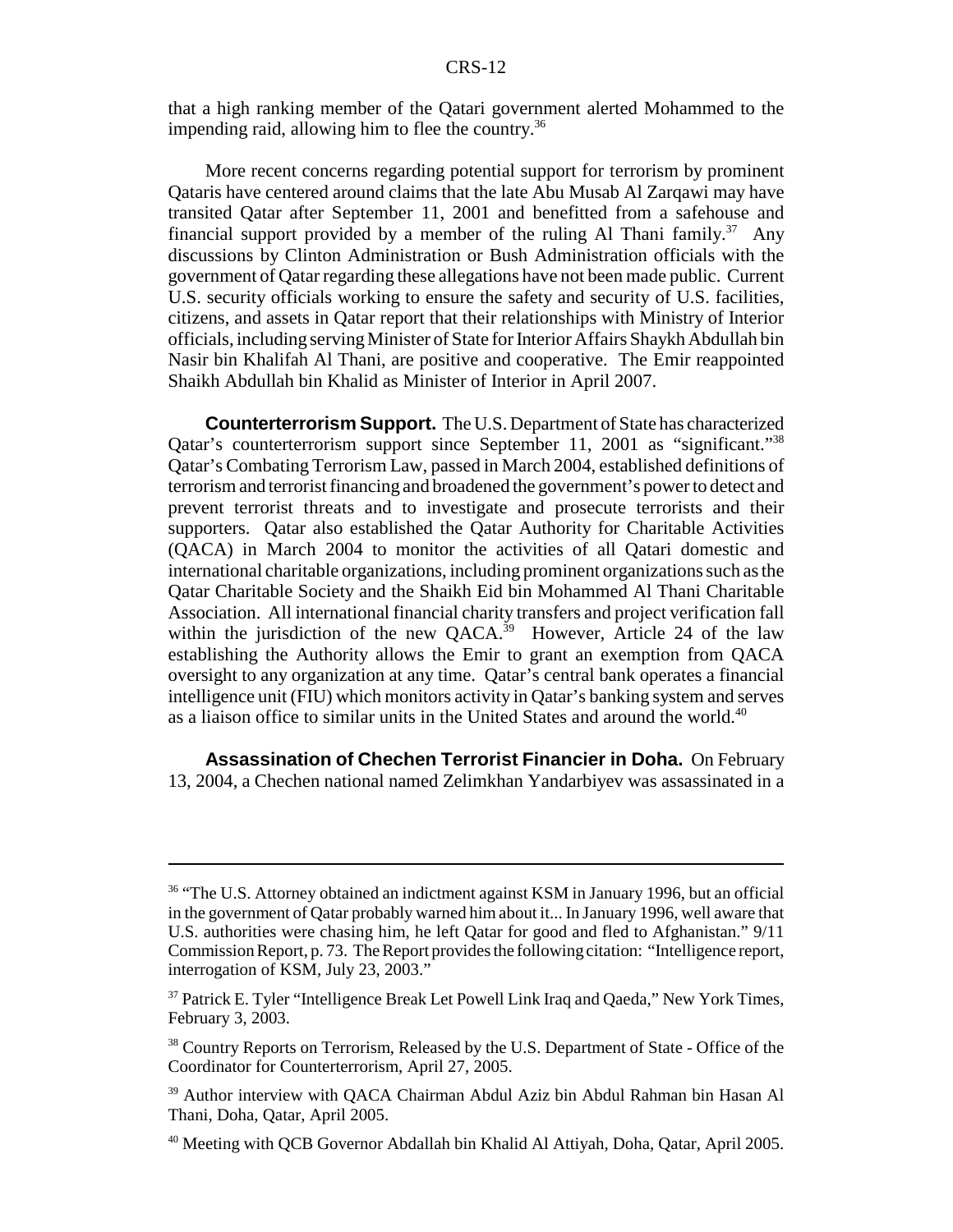that a high ranking member of the Qatari government alerted Mohammed to the impending raid, allowing him to flee the country.[36]

More recent concerns regarding potential support for terrorism by prominent Qataris have centered around claims that the late Abu Musab Al Zarqawi may have transited Qatar after September 11, 2001 and benefitted from a safehouse and financial support provided by a member of the ruling Al Thani family.[37] Any discussions by Clinton Administration or Bush Administration officials with the government of Qatar regarding these allegations have not been made public. Current U.S. security officials working to ensure the safety and security of U.S. facilities, citizens, and assets in Qatar report that their relationships with Ministry of Interior officials, including serving Minister of State for Interior Affairs Shaykh Abdullah bin Nasir bin Khalifah Al Thani, are positive and cooperative. The Emir reappointed Shaikh Abdullah bin Khalid as Minister of Interior in April 2007.

**Counterterrorism Support.** The U.S. Department of State has characterized Qatar's counterterrorism support since September 11, 2001 as "significant."[38] Qatar's Combating Terrorism Law, passed in March 2004, established definitions of terrorism and terrorist financing and broadened the government's power to detect and prevent terrorist threats and to investigate and prosecute terrorists and their supporters. Qatar also established the Qatar Authority for Charitable Activities (QACA) in March 2004 to monitor the activities of all Qatari domestic and international charitable organizations, including prominent organizations such as the Qatar Charitable Society and the Shaikh Eid bin Mohammed Al Thani Charitable Association. All international financial charity transfers and project verification fall within the jurisdiction of the new QACA.[39] However, Article 24 of the law establishing the Authority allows the Emir to grant an exemption from QACA oversight to any organization at any time. Qatar's central bank operates a financial intelligence unit (FIU) which monitors activity in Qatar's banking system and serves as a liaison office to similar units in the United States and around the world.[40]

**Assassination of Chechen Terrorist Financier in Doha.** On February 13, 2004, a Chechen national named Zelimkhan Yandarbiyev was assassinated in a

---

[36] "The U.S. Attorney obtained an indictment against KSM in January 1996, but an official in the government of Qatar probably warned him about it... In January 1996, well aware that U.S. authorities were chasing him, he left Qatar for good and fled to Afghanistan." 9/11 Commission Report, p. 73. The Report provides the following citation: "Intelligence report, interrogation of KSM, July 23, 2003."

[37] Patrick E. Tyler "Intelligence Break Let Powell Link Iraq and Qaeda," New York Times, February 3, 2003.

[38] Country Reports on Terrorism, Released by the U.S. Department of State - Office of the Coordinator for Counterterrorism, April 27, 2005.

[39] Author interview with QACA Chairman Abdul Aziz bin Abdul Rahman bin Hasan Al Thani, Doha, Qatar, April 2005.

[40] Meeting with QCB Governor Abdallah bin Khalid Al Attiyah, Doha, Qatar, April 2005.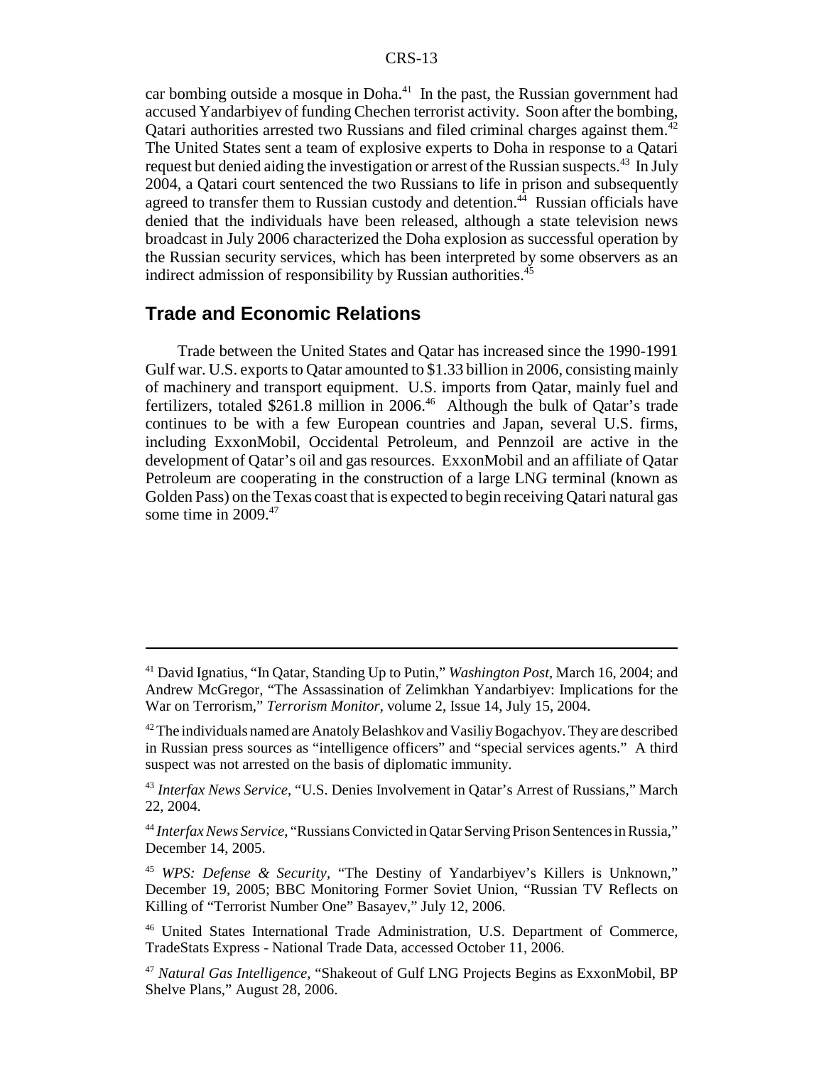car bombing outside a mosque in Doha.[41] In the past, the Russian government had accused Yandarbiyev of funding Chechen terrorist activity. Soon after the bombing, Qatari authorities arrested two Russians and filed criminal charges against them.[42] The United States sent a team of explosive experts to Doha in response to a Qatari request but denied aiding the investigation or arrest of the Russian suspects.[43] In July 2004, a Qatari court sentenced the two Russians to life in prison and subsequently agreed to transfer them to Russian custody and detention.[44] Russian officials have denied that the individuals have been released, although a state television news broadcast in July 2006 characterized the Doha explosion as successful operation by the Russian security services, which has been interpreted by some observers as an indirect admission of responsibility by Russian authorities.[45]

## Trade and Economic Relations

Trade between the United States and Qatar has increased since the 1990-1991 Gulf war. U.S. exports to Qatar amounted to $1.33 billion in 2006, consisting mainly of machinery and transport equipment. U.S. imports from Qatar, mainly fuel and fertilizers, totaled $261.8 million in 2006.[46] Although the bulk of Qatar's trade continues to be with a few European countries and Japan, several U.S. firms, including ExxonMobil, Occidental Petroleum, and Pennzoil are active in the development of Qatar's oil and gas resources. ExxonMobil and an affiliate of Qatar Petroleum are cooperating in the construction of a large LNG terminal (known as Golden Pass) on the Texas coast that is expected to begin receiving Qatari natural gas some time in 2009.[47]

---

[41] David Ignatius, "In Qatar, Standing Up to Putin," *Washington Post*, March 16, 2004; and Andrew McGregor, "The Assassination of Zelimkhan Yandarbiyev: Implications for the War on Terrorism," *Terrorism Monitor*, volume 2, Issue 14, July 15, 2004.

[42] The individuals named are Anatoly Belashkov and Vasiliy Bogachyov. They are described in Russian press sources as "intelligence officers" and "special services agents." A third suspect was not arrested on the basis of diplomatic immunity.

[43] *Interfax News Service*, "U.S. Denies Involvement in Qatar's Arrest of Russians," March 22, 2004.

[44] *Interfax News Service*, "Russians Convicted in Qatar Serving Prison Sentences in Russia," December 14, 2005.

[45] *WPS: Defense & Security*, "The Destiny of Yandarbiyev's Killers is Unknown," December 19, 2005; BBC Monitoring Former Soviet Union, "Russian TV Reflects on Killing of "Terrorist Number One" Basayev," July 12, 2006.

[46] United States International Trade Administration, U.S. Department of Commerce, TradeStats Express - National Trade Data, accessed October 11, 2006.

[47] *Natural Gas Intelligence*, "Shakeout of Gulf LNG Projects Begins as ExxonMobil, BP Shelve Plans," August 28, 2006.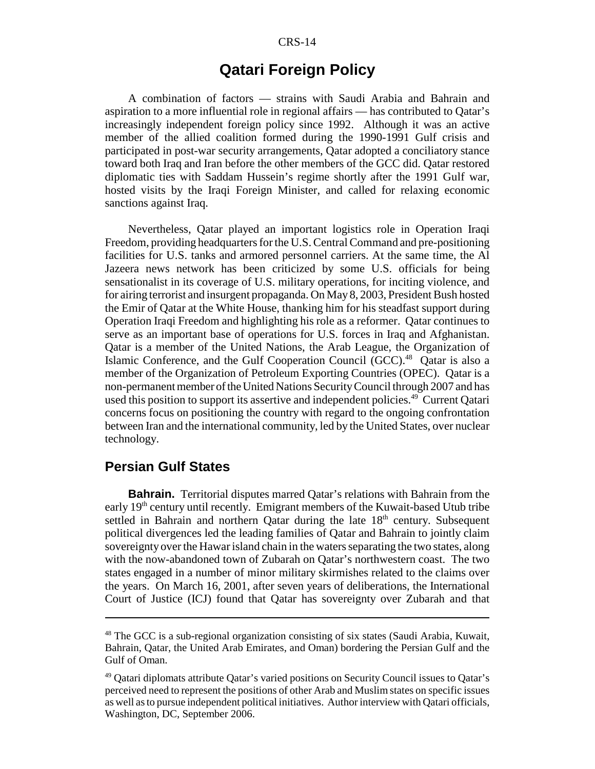# Qatari Foreign Policy

A combination of factors — strains with Saudi Arabia and Bahrain and aspiration to a more influential role in regional affairs — has contributed to Qatar's increasingly independent foreign policy since 1992. Although it was an active member of the allied coalition formed during the 1990-1991 Gulf crisis and participated in post-war security arrangements, Qatar adopted a conciliatory stance toward both Iraq and Iran before the other members of the GCC did. Qatar restored diplomatic ties with Saddam Hussein's regime shortly after the 1991 Gulf war, hosted visits by the Iraqi Foreign Minister, and called for relaxing economic sanctions against Iraq.

Nevertheless, Qatar played an important logistics role in Operation Iraqi Freedom, providing headquarters for the U.S. Central Command and pre-positioning facilities for U.S. tanks and armored personnel carriers. At the same time, the Al Jazeera news network has been criticized by some U.S. officials for being sensationalist in its coverage of U.S. military operations, for inciting violence, and for airing terrorist and insurgent propaganda. On May 8, 2003, President Bush hosted the Emir of Qatar at the White House, thanking him for his steadfast support during Operation Iraqi Freedom and highlighting his role as a reformer. Qatar continues to serve as an important base of operations for U.S. forces in Iraq and Afghanistan. Qatar is a member of the United Nations, the Arab League, the Organization of Islamic Conference, and the Gulf Cooperation Council (GCC).[48] Qatar is also a member of the Organization of Petroleum Exporting Countries (OPEC). Qatar is a non-permanent member of the United Nations Security Council through 2007 and has used this position to support its assertive and independent policies.[49] Current Qatari concerns focus on positioning the country with regard to the ongoing confrontation between Iran and the international community, led by the United States, over nuclear technology.

## Persian Gulf States

**Bahrain.** Territorial disputes marred Qatar's relations with Bahrain from the early 19th century until recently. Emigrant members of the Kuwait-based Utub tribe settled in Bahrain and northern Qatar during the late 18th century. Subsequent political divergences led the leading families of Qatar and Bahrain to jointly claim sovereignty over the Hawar island chain in the waters separating the two states, along with the now-abandoned town of Zubarah on Qatar's northwestern coast. The two states engaged in a number of minor military skirmishes related to the claims over the years. On March 16, 2001, after seven years of deliberations, the International Court of Justice (ICJ) found that Qatar has sovereignty over Zubarah and that

---

[48] The GCC is a sub-regional organization consisting of six states (Saudi Arabia, Kuwait, Bahrain, Qatar, the United Arab Emirates, and Oman) bordering the Persian Gulf and the Gulf of Oman.

[49] Qatari diplomats attribute Qatar's varied positions on Security Council issues to Qatar's perceived need to represent the positions of other Arab and Muslim states on specific issues as well as to pursue independent political initiatives. Author interview with Qatari officials, Washington, DC, September 2006.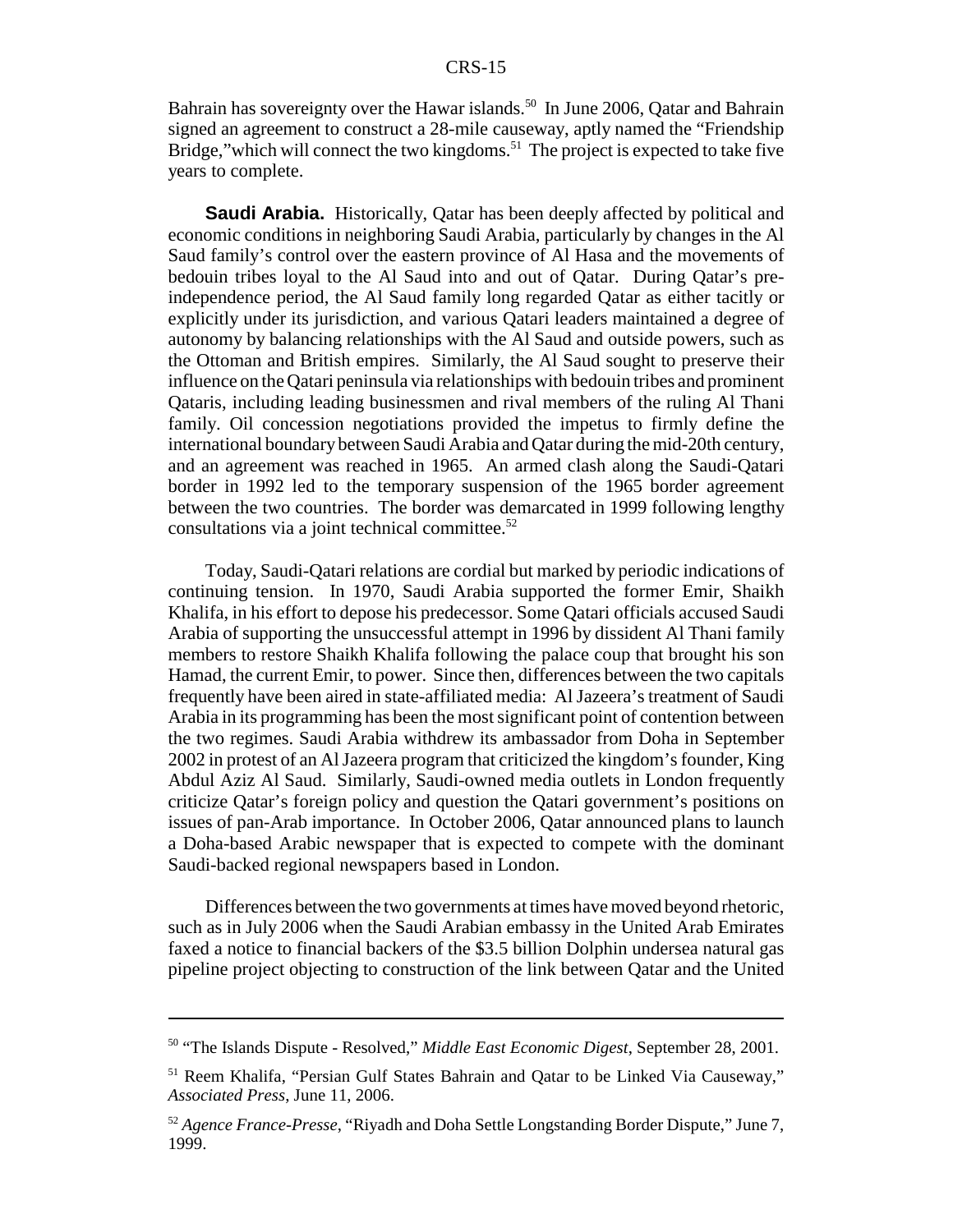Bahrain has sovereignty over the Hawar islands.[50] In June 2006, Qatar and Bahrain signed an agreement to construct a 28-mile causeway, aptly named the "Friendship Bridge,"which will connect the two kingdoms.[51] The project is expected to take five years to complete.

**Saudi Arabia.** Historically, Qatar has been deeply affected by political and economic conditions in neighboring Saudi Arabia, particularly by changes in the Al Saud family's control over the eastern province of Al Hasa and the movements of bedouin tribes loyal to the Al Saud into and out of Qatar. During Qatar's pre-independence period, the Al Saud family long regarded Qatar as either tacitly or explicitly under its jurisdiction, and various Qatari leaders maintained a degree of autonomy by balancing relationships with the Al Saud and outside powers, such as the Ottoman and British empires. Similarly, the Al Saud sought to preserve their influence on the Qatari peninsula via relationships with bedouin tribes and prominent Qataris, including leading businessmen and rival members of the ruling Al Thani family. Oil concession negotiations provided the impetus to firmly define the international boundary between Saudi Arabia and Qatar during the mid-20th century, and an agreement was reached in 1965. An armed clash along the Saudi-Qatari border in 1992 led to the temporary suspension of the 1965 border agreement between the two countries. The border was demarcated in 1999 following lengthy consultations via a joint technical committee.[52]

Today, Saudi-Qatari relations are cordial but marked by periodic indications of continuing tension. In 1970, Saudi Arabia supported the former Emir, Shaikh Khalifa, in his effort to depose his predecessor. Some Qatari officials accused Saudi Arabia of supporting the unsuccessful attempt in 1996 by dissident Al Thani family members to restore Shaikh Khalifa following the palace coup that brought his son Hamad, the current Emir, to power. Since then, differences between the two capitals frequently have been aired in state-affiliated media: Al Jazeera's treatment of Saudi Arabia in its programming has been the most significant point of contention between the two regimes. Saudi Arabia withdrew its ambassador from Doha in September 2002 in protest of an Al Jazeera program that criticized the kingdom's founder, King Abdul Aziz Al Saud. Similarly, Saudi-owned media outlets in London frequently criticize Qatar's foreign policy and question the Qatari government's positions on issues of pan-Arab importance. In October 2006, Qatar announced plans to launch a Doha-based Arabic newspaper that is expected to compete with the dominant Saudi-backed regional newspapers based in London.

Differences between the two governments at times have moved beyond rhetoric, such as in July 2006 when the Saudi Arabian embassy in the United Arab Emirates faxed a notice to financial backers of the $3.5 billion Dolphin undersea natural gas pipeline project objecting to construction of the link between Qatar and the United

---

[50] "The Islands Dispute - Resolved," *Middle East Economic Digest*, September 28, 2001.

[51] Reem Khalifa, "Persian Gulf States Bahrain and Qatar to be Linked Via Causeway," *Associated Press*, June 11, 2006.

[52] *Agence France-Presse*, "Riyadh and Doha Settle Longstanding Border Dispute," June 7, 1999.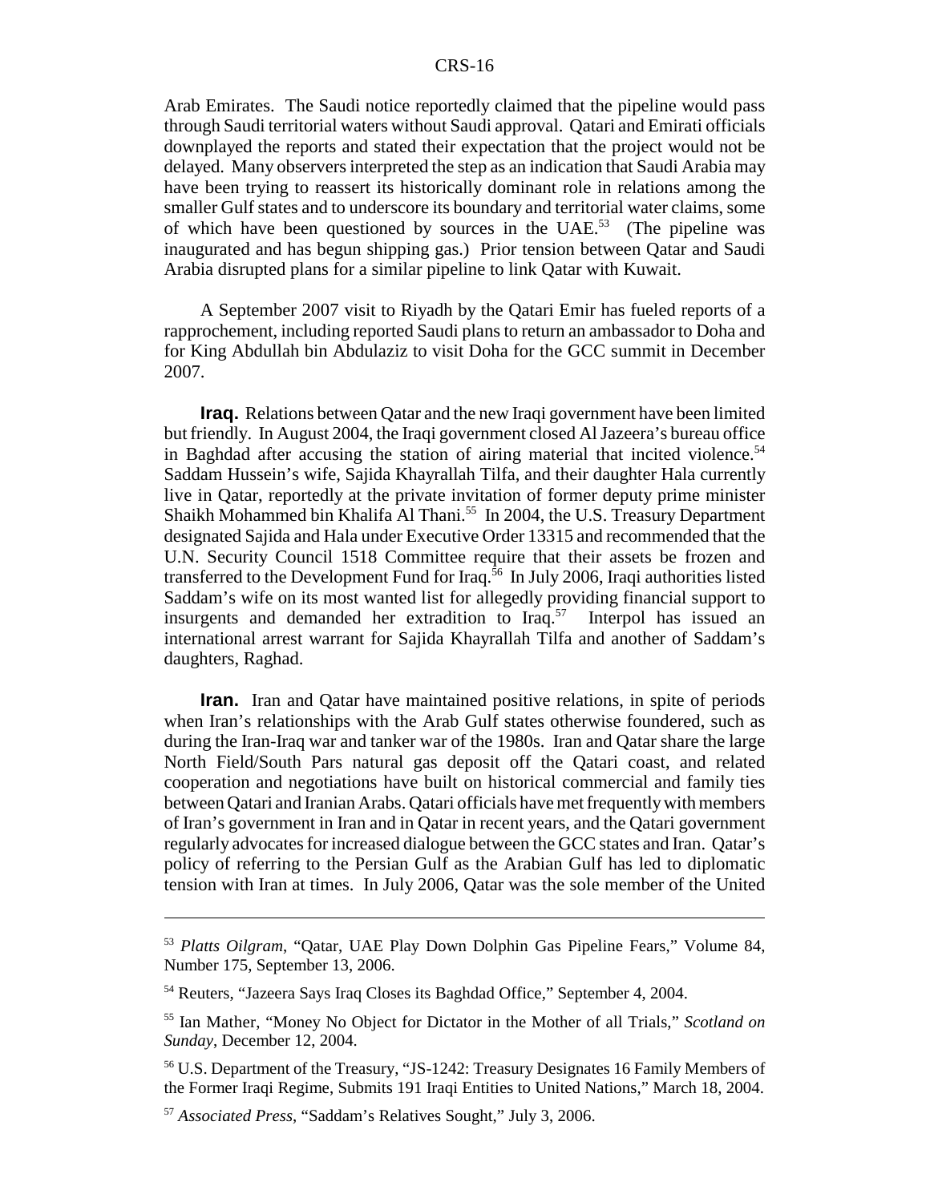Arab Emirates. The Saudi notice reportedly claimed that the pipeline would pass through Saudi territorial waters without Saudi approval. Qatari and Emirati officials downplayed the reports and stated their expectation that the project would not be delayed. Many observers interpreted the step as an indication that Saudi Arabia may have been trying to reassert its historically dominant role in relations among the smaller Gulf states and to underscore its boundary and territorial water claims, some of which have been questioned by sources in the UAE.[53] (The pipeline was inaugurated and has begun shipping gas.) Prior tension between Qatar and Saudi Arabia disrupted plans for a similar pipeline to link Qatar with Kuwait.

A September 2007 visit to Riyadh by the Qatari Emir has fueled reports of a rapprochement, including reported Saudi plans to return an ambassador to Doha and for King Abdullah bin Abdulaziz to visit Doha for the GCC summit in December 2007.

**Iraq.** Relations between Qatar and the new Iraqi government have been limited but friendly. In August 2004, the Iraqi government closed Al Jazeera's bureau office in Baghdad after accusing the station of airing material that incited violence.[54] Saddam Hussein's wife, Sajida Khayrallah Tilfa, and their daughter Hala currently live in Qatar, reportedly at the private invitation of former deputy prime minister Shaikh Mohammed bin Khalifa Al Thani.[55] In 2004, the U.S. Treasury Department designated Sajida and Hala under Executive Order 13315 and recommended that the U.N. Security Council 1518 Committee require that their assets be frozen and transferred to the Development Fund for Iraq.[56] In July 2006, Iraqi authorities listed Saddam's wife on its most wanted list for allegedly providing financial support to insurgents and demanded her extradition to Iraq.[57] Interpol has issued an international arrest warrant for Sajida Khayrallah Tilfa and another of Saddam's daughters, Raghad.

**Iran.** Iran and Qatar have maintained positive relations, in spite of periods when Iran's relationships with the Arab Gulf states otherwise foundered, such as during the Iran-Iraq war and tanker war of the 1980s. Iran and Qatar share the large North Field/South Pars natural gas deposit off the Qatari coast, and related cooperation and negotiations have built on historical commercial and family ties between Qatari and Iranian Arabs. Qatari officials have met frequently with members of Iran's government in Iran and in Qatar in recent years, and the Qatari government regularly advocates for increased dialogue between the GCC states and Iran. Qatar's policy of referring to the Persian Gulf as the Arabian Gulf has led to diplomatic tension with Iran at times. In July 2006, Qatar was the sole member of the United

---

[53] *Platts Oilgram*, "Qatar, UAE Play Down Dolphin Gas Pipeline Fears," Volume 84, Number 175, September 13, 2006.

[54] Reuters, "Jazeera Says Iraq Closes its Baghdad Office," September 4, 2004.

[55] Ian Mather, "Money No Object for Dictator in the Mother of all Trials," *Scotland on Sunday*, December 12, 2004.

[56] U.S. Department of the Treasury, "JS-1242: Treasury Designates 16 Family Members of the Former Iraqi Regime, Submits 191 Iraqi Entities to United Nations," March 18, 2004.

[57] *Associated Press*, "Saddam's Relatives Sought," July 3, 2006.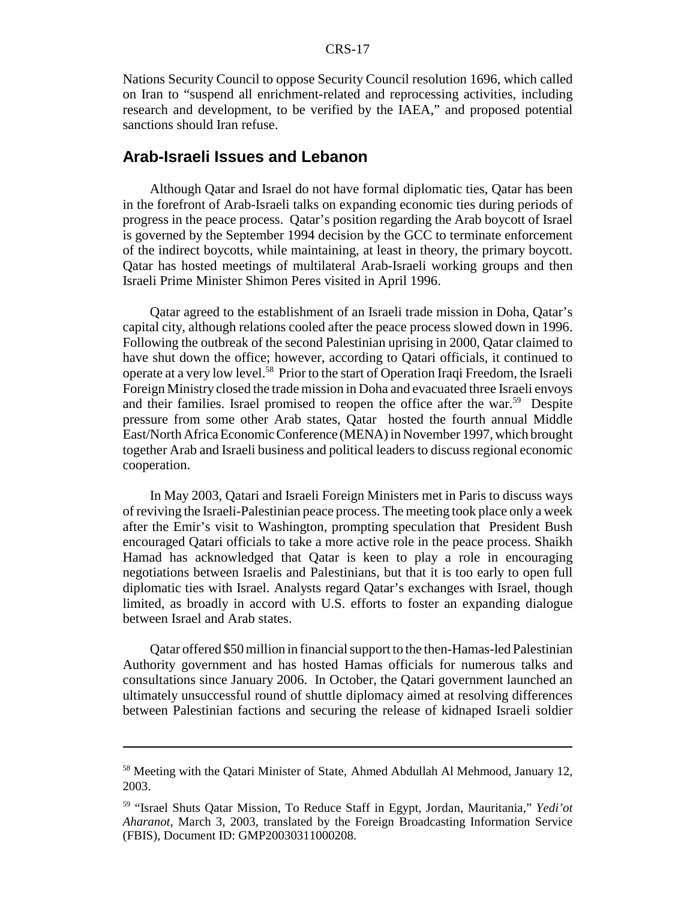Nations Security Council to oppose Security Council resolution 1696, which called on Iran to "suspend all enrichment-related and reprocessing activities, including research and development, to be verified by the IAEA," and proposed potential sanctions should Iran refuse.

## Arab-Israeli Issues and Lebanon

Although Qatar and Israel do not have formal diplomatic ties, Qatar has been in the forefront of Arab-Israeli talks on expanding economic ties during periods of progress in the peace process. Qatar's position regarding the Arab boycott of Israel is governed by the September 1994 decision by the GCC to terminate enforcement of the indirect boycotts, while maintaining, at least in theory, the primary boycott. Qatar has hosted meetings of multilateral Arab-Israeli working groups and then Israeli Prime Minister Shimon Peres visited in April 1996.

Qatar agreed to the establishment of an Israeli trade mission in Doha, Qatar's capital city, although relations cooled after the peace process slowed down in 1996. Following the outbreak of the second Palestinian uprising in 2000, Qatar claimed to have shut down the office; however, according to Qatari officials, it continued to operate at a very low level.[58] Prior to the start of Operation Iraqi Freedom, the Israeli Foreign Ministry closed the trade mission in Doha and evacuated three Israeli envoys and their families. Israel promised to reopen the office after the war.[59] Despite pressure from some other Arab states, Qatar hosted the fourth annual Middle East/North Africa Economic Conference (MENA) in November 1997, which brought together Arab and Israeli business and political leaders to discuss regional economic cooperation.

In May 2003, Qatari and Israeli Foreign Ministers met in Paris to discuss ways of reviving the Israeli-Palestinian peace process. The meeting took place only a week after the Emir's visit to Washington, prompting speculation that President Bush encouraged Qatari officials to take a more active role in the peace process. Shaikh Hamad has acknowledged that Qatar is keen to play a role in encouraging negotiations between Israelis and Palestinians, but that it is too early to open full diplomatic ties with Israel. Analysts regard Qatar's exchanges with Israel, though limited, as broadly in accord with U.S. efforts to foster an expanding dialogue between Israel and Arab states.

Qatar offered $50 million in financial support to the then-Hamas-led Palestinian Authority government and has hosted Hamas officials for numerous talks and consultations since January 2006. In October, the Qatari government launched an ultimately unsuccessful round of shuttle diplomacy aimed at resolving differences between Palestinian factions and securing the release of kidnaped Israeli soldier

---

[58] Meeting with the Qatari Minister of State, Ahmed Abdullah Al Mehmood, January 12, 2003.

[59] "Israel Shuts Qatar Mission, To Reduce Staff in Egypt, Jordan, Mauritania," *Yedi'ot Aharanot*, March 3, 2003, translated by the Foreign Broadcasting Information Service (FBIS), Document ID: GMP20030311000208.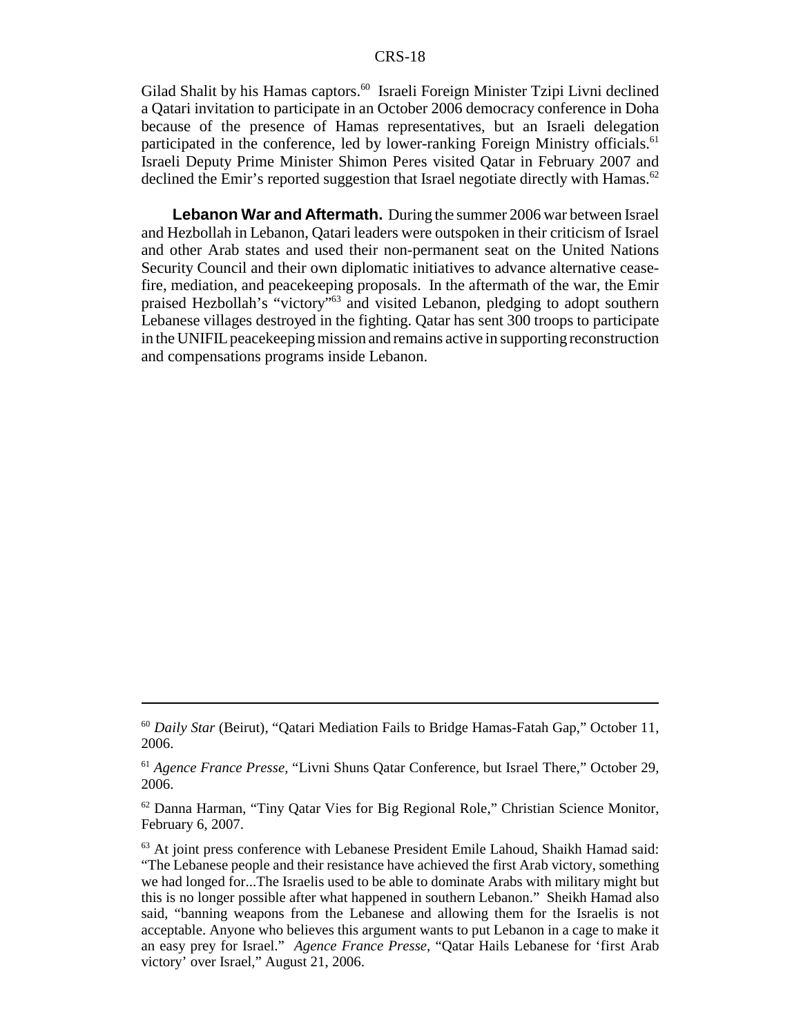Gilad Shalit by his Hamas captors.[60] Israeli Foreign Minister Tzipi Livni declined a Qatari invitation to participate in an October 2006 democracy conference in Doha because of the presence of Hamas representatives, but an Israeli delegation participated in the conference, led by lower-ranking Foreign Ministry officials.[61] Israeli Deputy Prime Minister Shimon Peres visited Qatar in February 2007 and declined the Emir's reported suggestion that Israel negotiate directly with Hamas.[62]

**Lebanon War and Aftermath.** During the summer 2006 war between Israel and Hezbollah in Lebanon, Qatari leaders were outspoken in their criticism of Israel and other Arab states and used their non-permanent seat on the United Nations Security Council and their own diplomatic initiatives to advance alternative cease-fire, mediation, and peacekeeping proposals. In the aftermath of the war, the Emir praised Hezbollah's "victory"[63] and visited Lebanon, pledging to adopt southern Lebanese villages destroyed in the fighting. Qatar has sent 300 troops to participate in the UNIFIL peacekeeping mission and remains active in supporting reconstruction and compensations programs inside Lebanon.

---

[60] *Daily Star* (Beirut), "Qatari Mediation Fails to Bridge Hamas-Fatah Gap," October 11, 2006.

[61] *Agence France Presse*, "Livni Shuns Qatar Conference, but Israel There," October 29, 2006.

[62] Danna Harman, "Tiny Qatar Vies for Big Regional Role," Christian Science Monitor, February 6, 2007.

[63] At joint press conference with Lebanese President Emile Lahoud, Shaikh Hamad said: "The Lebanese people and their resistance have achieved the first Arab victory, something we had longed for...The Israelis used to be able to dominate Arabs with military might but this is no longer possible after what happened in southern Lebanon." Sheikh Hamad also said, "banning weapons from the Lebanese and allowing them for the Israelis is not acceptable. Anyone who believes this argument wants to put Lebanon in a cage to make it an easy prey for Israel." *Agence France Presse*, "Qatar Hails Lebanese for 'first Arab victory' over Israel," August 21, 2006.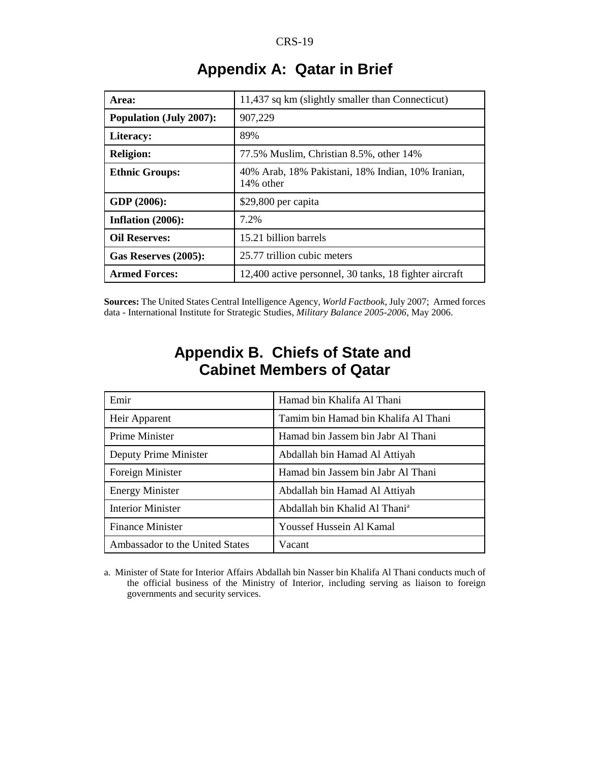# Appendix A: Qatar in Brief

| | |
|---|---|
| **Area:** | 11,437 sq km (slightly smaller than Connecticut) |
| **Population (July 2007):** | 907,229 |
| **Literacy:** | 89% |
| **Religion:** | 77.5% Muslim, Christian 8.5%, other 14% |
| **Ethnic Groups:** | 40% Arab, 18% Pakistani, 18% Indian, 10% Iranian, 14% other |
| **GDP (2006):** | $29,800 per capita |
| **Inflation (2006):** | 7.2% |
| **Oil Reserves:** | 15.21 billion barrels |
| **Gas Reserves (2005):** | 25.77 trillion cubic meters |
| **Armed Forces:** | 12,400 active personnel, 30 tanks, 18 fighter aircraft |

**Sources:** The United States Central Intelligence Agency, *World Factbook*, July 2007; Armed forces data - International Institute for Strategic Studies, *Military Balance 2005-2006*, May 2006.

# Appendix B. Chiefs of State and Cabinet Members of Qatar

| | |
|---|---|
| Emir | Hamad bin Khalifa Al Thani |
| Heir Apparent | Tamim bin Hamad bin Khalifa Al Thani |
| Prime Minister | Hamad bin Jassem bin Jabr Al Thani |
| Deputy Prime Minister | Abdallah bin Hamad Al Attiyah |
| Foreign Minister | Hamad bin Jassem bin Jabr Al Thani |
| Energy Minister | Abdallah bin Hamad Al Attiyah |
| Interior Minister | Abdallah bin Khalid Al Thani[a] |
| Finance Minister | Youssef Hussein Al Kamal |
| Ambassador to the United States | Vacant |

a. Minister of State for Interior Affairs Abdallah bin Nasser bin Khalifa Al Thani conducts much of the official business of the Ministry of Interior, including serving as liaison to foreign governments and security services.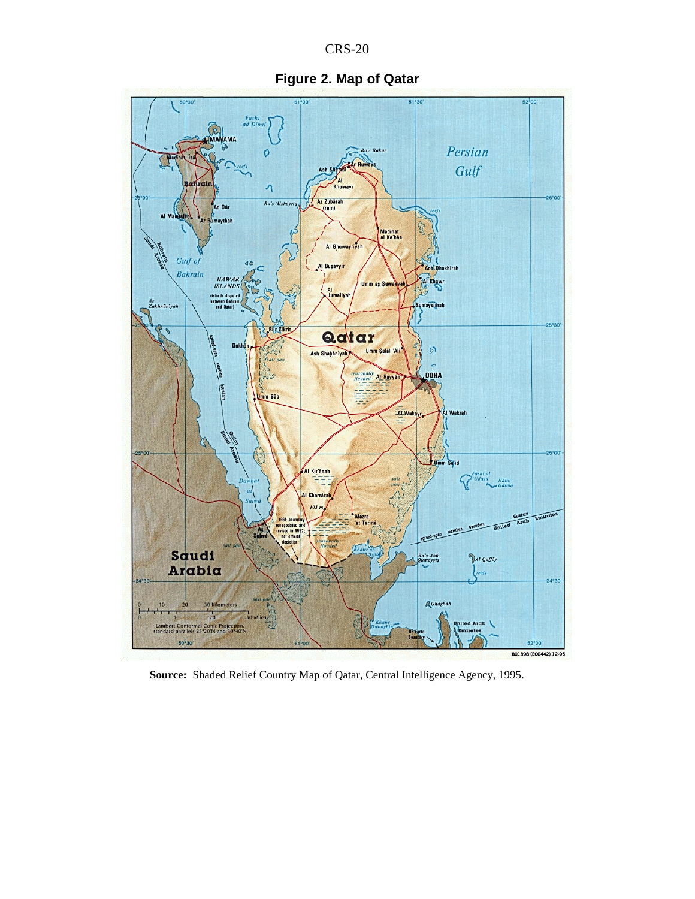**Figure 2. Map of Qatar**

**Source:** Shaded Relief Country Map of Qatar, Central Intelligence Agency, 1995.